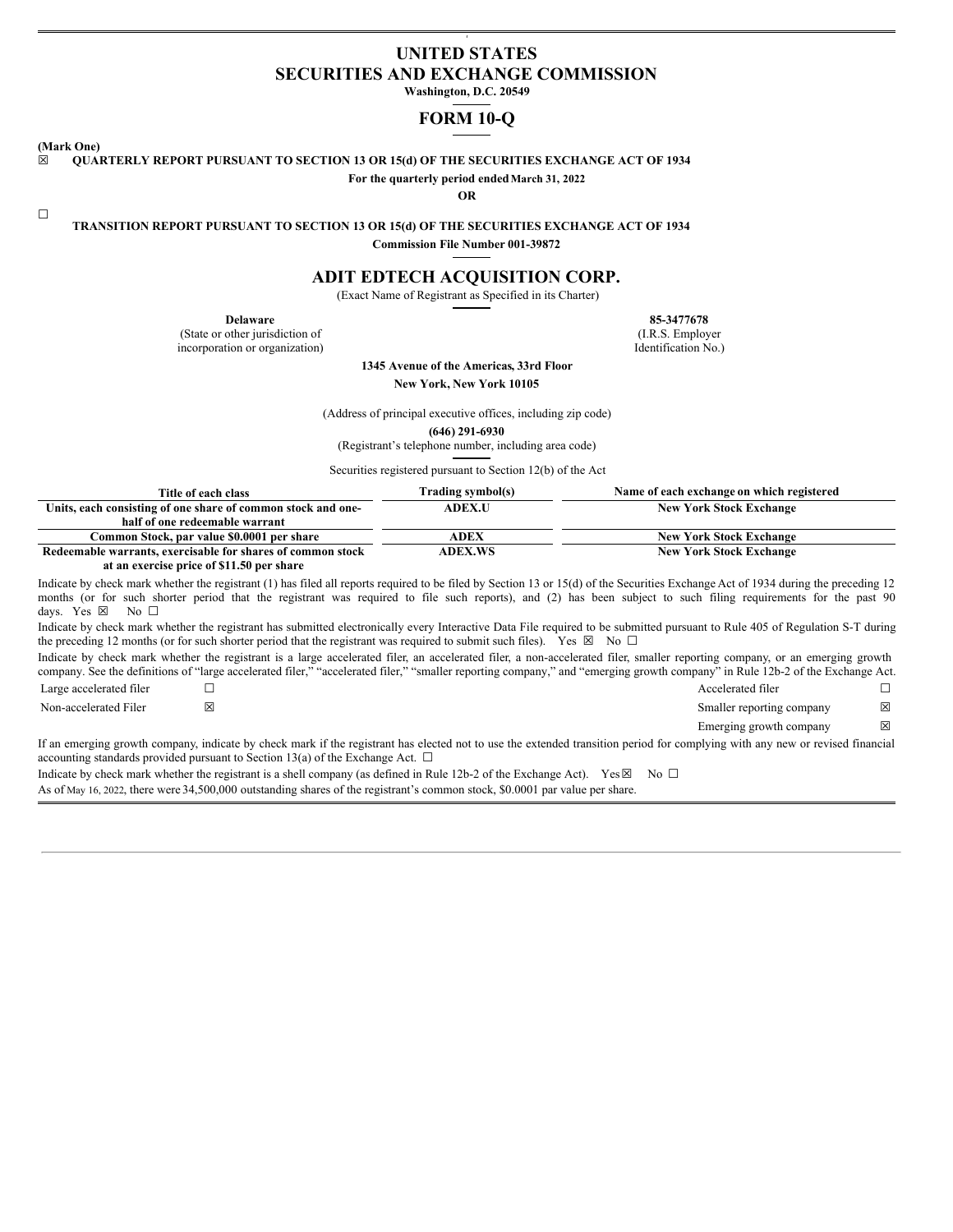# UNITED STATES
# SECURITIES AND EXCHANGE COMMISSION

**Washington, D.C. 20549**

# FORM 10-Q

**(Mark One)**

☒ **QUARTERLY REPORT PURSUANT TO SECTION 13 OR 15(d) OF THE SECURITIES EXCHANGE ACT OF 1934**

**For the quarterly period ended March 31, 2022**

**OR**

☐ **TRANSITION REPORT PURSUANT TO SECTION 13 OR 15(d) OF THE SECURITIES EXCHANGE ACT OF 1934**

**Commission File Number 001-39872**

# ADIT EDTECH ACQUISITION CORP.

(Exact Name of Registrant as Specified in its Charter)

| **Delaware** | **85-3477678** |
|---|---|
| (State or other jurisdiction of incorporation or organization) | (I.R.S. Employer Identification No.) |

**1345 Avenue of the Americas, 33rd Floor**
**New York, New York 10105**

(Address of principal executive offices, including zip code)

**(646) 291-6930**

(Registrant's telephone number, including area code)

Securities registered pursuant to Section 12(b) of the Act

| Title of each class | Trading symbol(s) | Name of each exchange on which registered |
|---|---|---|
| **Units, each consisting of one share of common stock and one-half of one redeemable warrant** | **ADEX.U** | **New York Stock Exchange** |
| **Common Stock, par value $0.0001 per share** | **ADEX** | **New York Stock Exchange** |
| **Redeemable warrants, exercisable for shares of common stock at an exercise price of $11.50 per share** | **ADEX.WS** | **New York Stock Exchange** |

Indicate by check mark whether the registrant (1) has filed all reports required to be filed by Section 13 or 15(d) of the Securities Exchange Act of 1934 during the preceding 12 months (or for such shorter period that the registrant was required to file such reports), and (2) has been subject to such filing requirements for the past 90 days. Yes ☒ No ☐

Indicate by check mark whether the registrant has submitted electronically every Interactive Data File required to be submitted pursuant to Rule 405 of Regulation S-T during the preceding 12 months (or for such shorter period that the registrant was required to submit such files). Yes ☒ No ☐

Indicate by check mark whether the registrant is a large accelerated filer, an accelerated filer, a non-accelerated filer, smaller reporting company, or an emerging growth company. See the definitions of "large accelerated filer," "accelerated filer," "smaller reporting company," and "emerging growth company" in Rule 12b-2 of the Exchange Act.

| | | | |
|---|---|---|---|
| Large accelerated filer | ☐ | Accelerated filer | ☐ |
| Non-accelerated Filer | ☒ | Smaller reporting company | ☒ |
| | | Emerging growth company | ☒ |

If an emerging growth company, indicate by check mark if the registrant has elected not to use the extended transition period for complying with any new or revised financial accounting standards provided pursuant to Section 13(a) of the Exchange Act. ☐

Indicate by check mark whether the registrant is a shell company (as defined in Rule 12b-2 of the Exchange Act). Yes ☒ No ☐

As of May 16, 2022, there were 34,500,000 outstanding shares of the registrant's common stock, $0.0001 par value per share.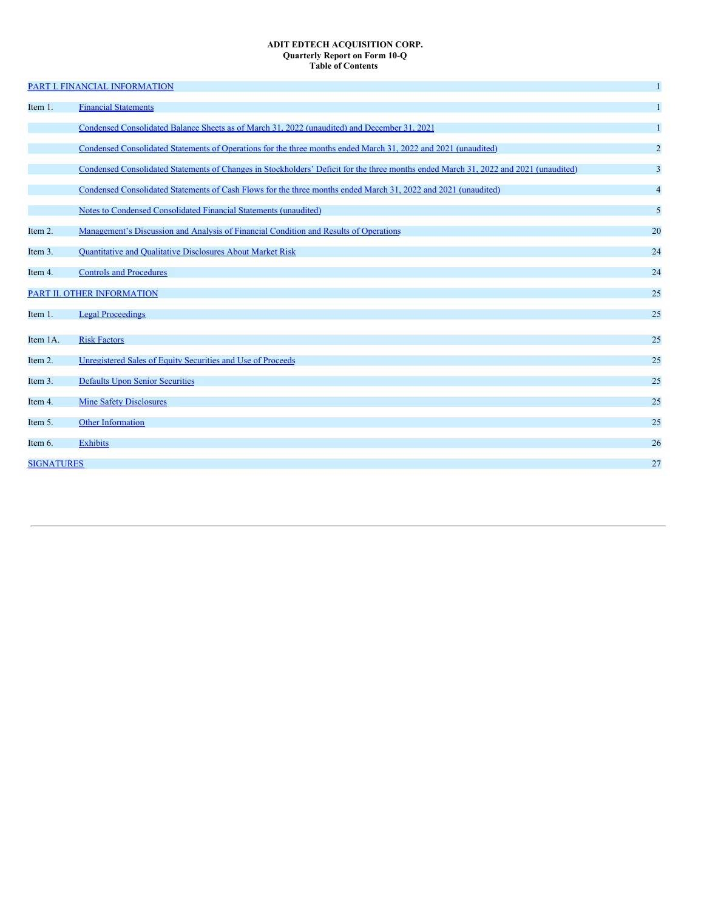**ADIT EDTECH ACQUISITION CORP.**
**Quarterly Report on Form 10-Q**
**Table of Contents**

| | | |
|---|---|---|
| PART I. FINANCIAL INFORMATION | | 1 |
| Item 1. | Financial Statements | 1 |
| | Condensed Consolidated Balance Sheets as of March 31, 2022 (unaudited) and December 31, 2021 | 1 |
| | Condensed Consolidated Statements of Operations for the three months ended March 31, 2022 and 2021 (unaudited) | 2 |
| | Condensed Consolidated Statements of Changes in Stockholders' Deficit for the three months ended March 31, 2022 and 2021 (unaudited) | 3 |
| | Condensed Consolidated Statements of Cash Flows for the three months ended March 31, 2022 and 2021 (unaudited) | 4 |
| | Notes to Condensed Consolidated Financial Statements (unaudited) | 5 |
| Item 2. | Management's Discussion and Analysis of Financial Condition and Results of Operations | 20 |
| Item 3. | Quantitative and Qualitative Disclosures About Market Risk | 24 |
| Item 4. | Controls and Procedures | 24 |
| PART II. OTHER INFORMATION | | 25 |
| Item 1. | Legal Proceedings | 25 |
| Item 1A. | Risk Factors | 25 |
| Item 2. | Unregistered Sales of Equity Securities and Use of Proceeds | 25 |
| Item 3. | Defaults Upon Senior Securities | 25 |
| Item 4. | Mine Safety Disclosures | 25 |
| Item 5. | Other Information | 25 |
| Item 6. | Exhibits | 26 |
| SIGNATURES | | 27 |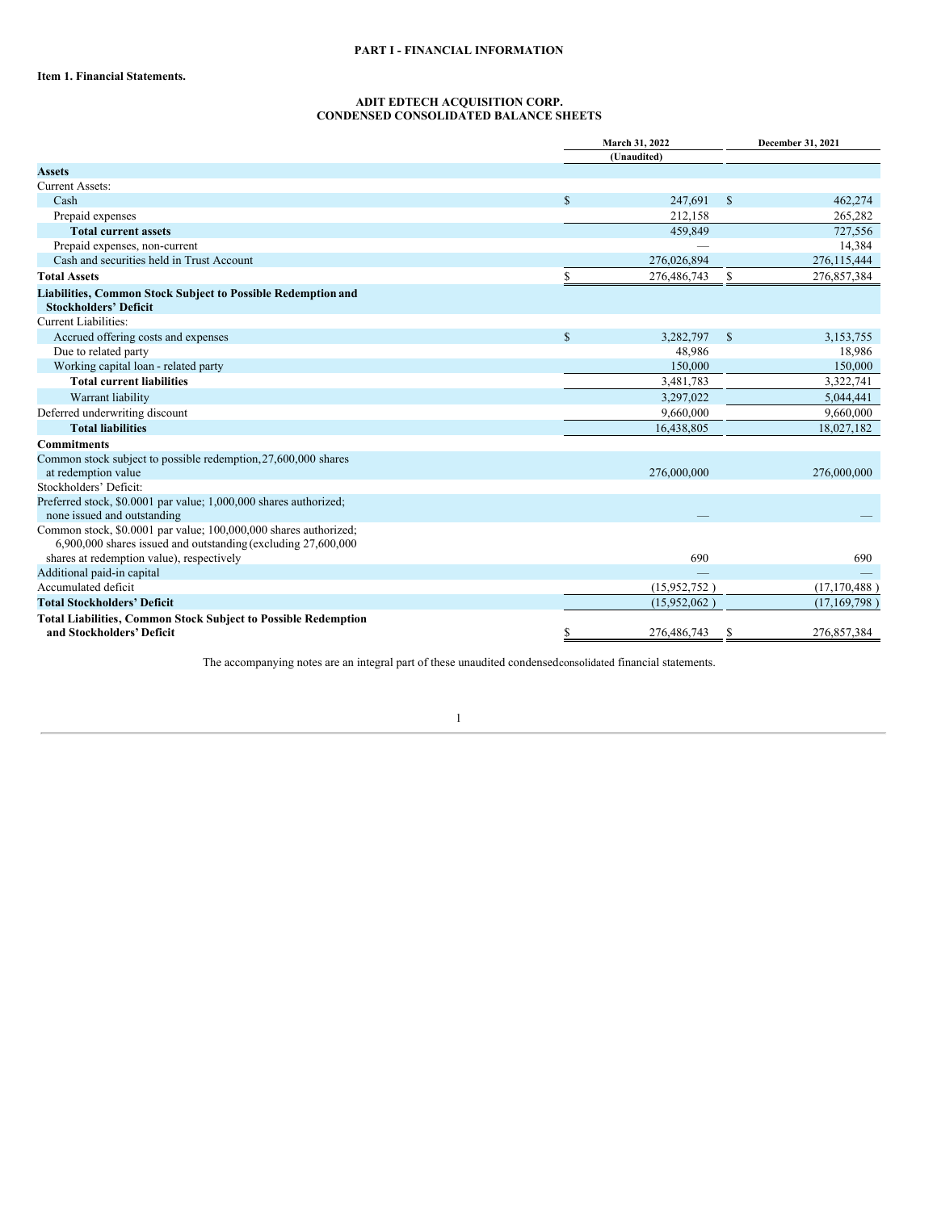# PART I - FINANCIAL INFORMATION

## Item 1. Financial Statements.

### ADIT EDTECH ACQUISITION CORP.
### CONDENSED CONSOLIDATED BALANCE SHEETS

| | March 31, 2022 | December 31, 2021 |
|---|---|---|
| | (Unaudited) | |
| **Assets** | | |
| Current Assets: | | |
| Cash | $ 247,691 | $ 462,274 |
| Prepaid expenses | 212,158 | 265,282 |
| **Total current assets** | 459,849 | 727,556 |
| Prepaid expenses, non-current | — | 14,384 |
| Cash and securities held in Trust Account | 276,026,894 | 276,115,444 |
| **Total Assets** | $ 276,486,743 | $ 276,857,384 |
| **Liabilities, Common Stock Subject to Possible Redemption and Stockholders' Deficit** | | |
| Current Liabilities: | | |
| Accrued offering costs and expenses | $ 3,282,797 | $ 3,153,755 |
| Due to related party | 48,986 | 18,986 |
| Working capital loan - related party | 150,000 | 150,000 |
| **Total current liabilities** | 3,481,783 | 3,322,741 |
| Warrant liability | 3,297,022 | 5,044,441 |
| Deferred underwriting discount | 9,660,000 | 9,660,000 |
| **Total liabilities** | 16,438,805 | 18,027,182 |
| **Commitments** | | |
| Common stock subject to possible redemption, 27,600,000 shares at redemption value | 276,000,000 | 276,000,000 |
| Stockholders' Deficit: | | |
| Preferred stock, $0.0001 par value; 1,000,000 shares authorized; none issued and outstanding | — | — |
| Common stock, $0.0001 par value; 100,000,000 shares authorized; 6,900,000 shares issued and outstanding (excluding 27,600,000 shares at redemption value), respectively | 690 | 690 |
| Additional paid-in capital | — | — |
| Accumulated deficit | (15,952,752 ) | (17,170,488 ) |
| **Total Stockholders' Deficit** | (15,952,062 ) | (17,169,798 ) |
| **Total Liabilities, Common Stock Subject to Possible Redemption and Stockholders' Deficit** | $ 276,486,743 | $ 276,857,384 |

The accompanying notes are an integral part of these unaudited condensed consolidated financial statements.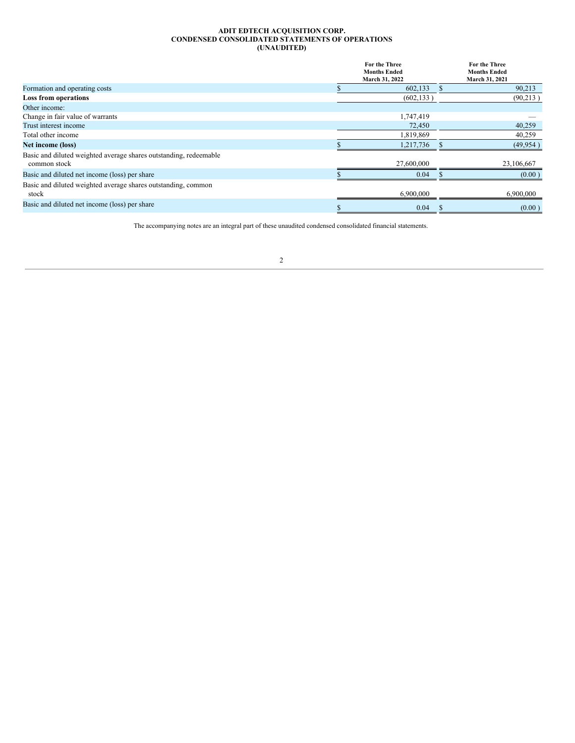**ADIT EDTECH ACQUISITION CORP.**
**CONDENSED CONSOLIDATED STATEMENTS OF OPERATIONS**
**(UNAUDITED)**

| | For the Three Months Ended March 31, 2022 | For the Three Months Ended March 31, 2021 |
|---|---|---|
| Formation and operating costs | $ 602,133 | $ 90,213 |
| **Loss from operations** | (602,133 ) | (90,213 ) |
| Other income: | | |
| Change in fair value of warrants | 1,747,419 | — |
| Trust interest income | 72,450 | 40,259 |
| Total other income | 1,819,869 | 40,259 |
| **Net income (loss)** | $ 1,217,736 | $ (49,954 ) |
| Basic and diluted weighted average shares outstanding, redeemable common stock | 27,600,000 | 23,106,667 |
| Basic and diluted net income (loss) per share | $ 0.04 | $ (0.00 ) |
| Basic and diluted weighted average shares outstanding, common stock | 6,900,000 | 6,900,000 |
| Basic and diluted net income (loss) per share | $ 0.04 | $ (0.00 ) |

The accompanying notes are an integral part of these unaudited condensed consolidated financial statements.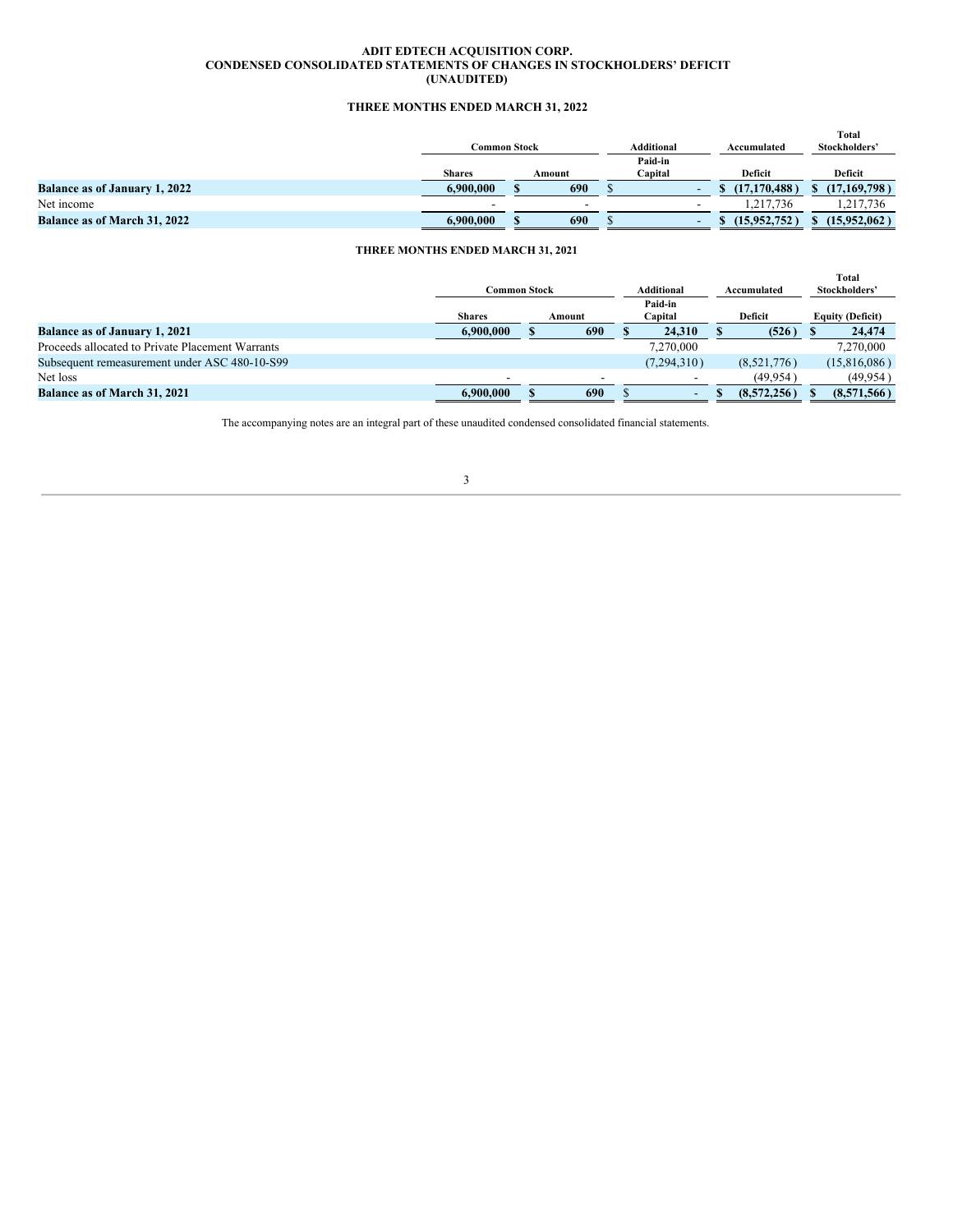**ADIT EDTECH ACQUISITION CORP.**
**CONDENSED CONSOLIDATED STATEMENTS OF CHANGES IN STOCKHOLDERS' DEFICIT**
**(UNAUDITED)**

**THREE MONTHS ENDED MARCH 31, 2022**

| | Common Stock | | Additional Paid-in | Accumulated | Total Stockholders' |
|---|---|---|---|---|---|
| | Shares | Amount | Capital | Deficit | Deficit |
| **Balance as of January 1, 2022** | **6,900,000** | **$ 690** | $ - | **$ (17,170,488 )** | **$ (17,169,798 )** |
| Net income | - | - | - | 1,217,736 | 1,217,736 |
| **Balance as of March 31, 2022** | **6,900,000** | **$ 690** | $ - | **$ (15,952,752 )** | **$ (15,952,062 )** |

**THREE MONTHS ENDED MARCH 31, 2021**

| | Common Stock | | Additional Paid-in | Accumulated | Total Stockholders' |
|---|---|---|---|---|---|
| | Shares | Amount | Capital | Deficit | Equity (Deficit) |
| **Balance as of January 1, 2021** | **6,900,000** | **$ 690** | **$ 24,310** | **$ (526 )** | **$ 24,474** |
| Proceeds allocated to Private Placement Warrants | | | 7,270,000 | | 7,270,000 |
| Subsequent remeasurement under ASC 480-10-S99 | | | (7,294,310 ) | (8,521,776 ) | (15,816,086 ) |
| Net loss | - | - | - | (49,954 ) | (49,954 ) |
| **Balance as of March 31, 2021** | **6,900,000** | **$ 690** | $ - | **$ (8,572,256 )** | **$ (8,571,566 )** |

The accompanying notes are an integral part of these unaudited condensed consolidated financial statements.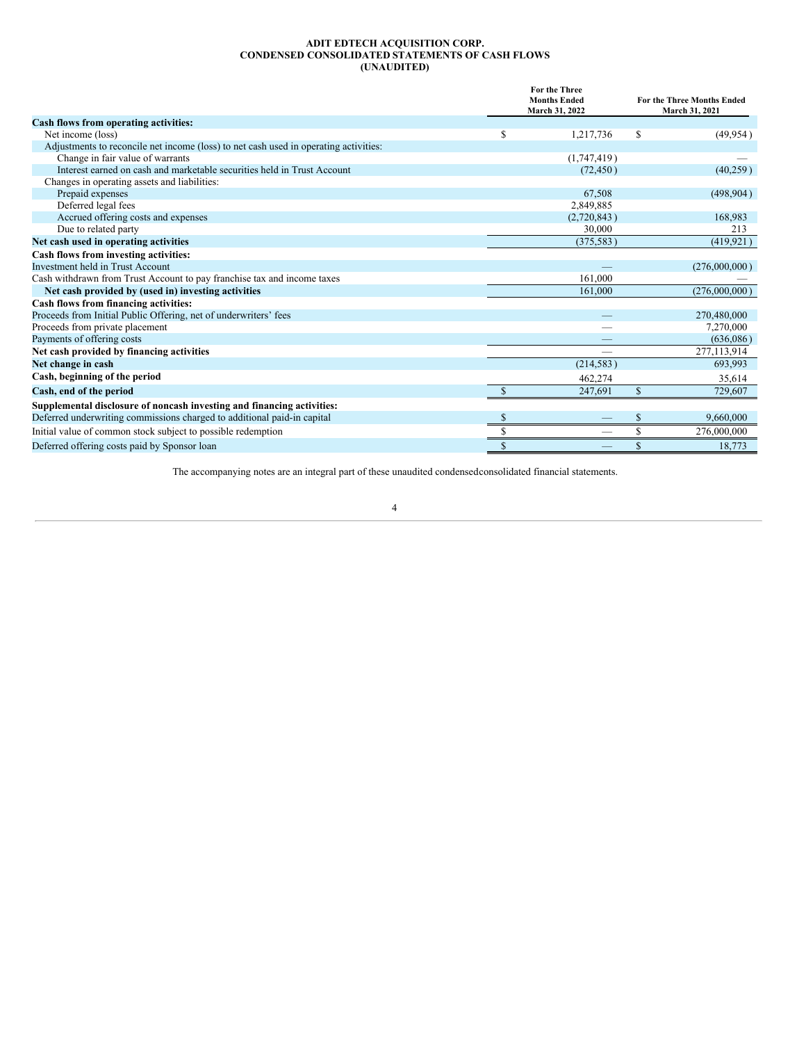**ADIT EDTECH ACQUISITION CORP.**
**CONDENSED CONSOLIDATED STATEMENTS OF CASH FLOWS**
**(UNAUDITED)**

| | For the Three Months Ended March 31, 2022 | For the Three Months Ended March 31, 2021 |
|---|---|---|
| **Cash flows from operating activities:** | | |
| Net income (loss) | $ 1,217,736 | $ (49,954) |
| Adjustments to reconcile net income (loss) to net cash used in operating activities: | | |
| Change in fair value of warrants | (1,747,419) | — |
| Interest earned on cash and marketable securities held in Trust Account | (72,450) | (40,259) |
| Changes in operating assets and liabilities: | | |
| Prepaid expenses | 67,508 | (498,904) |
| Deferred legal fees | 2,849,885 | |
| Accrued offering costs and expenses | (2,720,843) | 168,983 |
| Due to related party | 30,000 | 213 |
| **Net cash used in operating activities** | (375,583) | (419,921) |
| **Cash flows from investing activities:** | | |
| Investment held in Trust Account | — | (276,000,000) |
| Cash withdrawn from Trust Account to pay franchise tax and income taxes | 161,000 | — |
| **Net cash provided by (used in) investing activities** | 161,000 | (276,000,000) |
| **Cash flows from financing activities:** | | |
| Proceeds from Initial Public Offering, net of underwriters' fees | — | 270,480,000 |
| Proceeds from private placement | — | 7,270,000 |
| Payments of offering costs | — | (636,086) |
| **Net cash provided by financing activities** | — | 277,113,914 |
| **Net change in cash** | (214,583) | 693,993 |
| **Cash, beginning of the period** | 462,274 | 35,614 |
| **Cash, end of the period** | $ 247,691 | $ 729,607 |
| **Supplemental disclosure of noncash investing and financing activities:** | | |
| Deferred underwriting commissions charged to additional paid-in capital | $ — | $ 9,660,000 |
| Initial value of common stock subject to possible redemption | $ — | $ 276,000,000 |
| Deferred offering costs paid by Sponsor loan | $ — | $ 18,773 |

The accompanying notes are an integral part of these unaudited condensedconsolidated financial statements.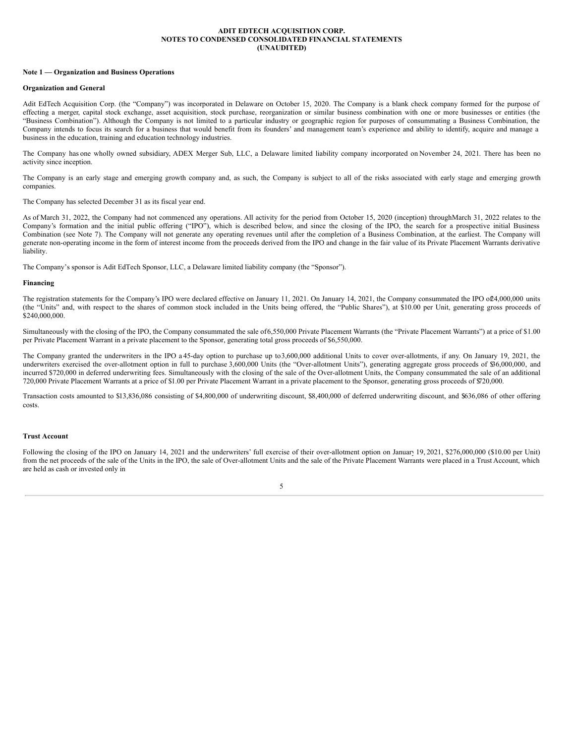**ADIT EDTECH ACQUISITION CORP.**
**NOTES TO CONDENSED CONSOLIDATED FINANCIAL STATEMENTS**
**(UNAUDITED)**

**Note 1 — Organization and Business Operations**

**Organization and General**

Adit EdTech Acquisition Corp. (the "Company") was incorporated in Delaware on October 15, 2020. The Company is a blank check company formed for the purpose of effecting a merger, capital stock exchange, asset acquisition, stock purchase, reorganization or similar business combination with one or more businesses or entities (the "Business Combination"). Although the Company is not limited to a particular industry or geographic region for purposes of consummating a Business Combination, the Company intends to focus its search for a business that would benefit from its founders' and management team's experience and ability to identify, acquire and manage a business in the education, training and education technology industries.

The Company has one wholly owned subsidiary, ADEX Merger Sub, LLC, a Delaware limited liability company incorporated on November 24, 2021. There has been no activity since inception.

The Company is an early stage and emerging growth company and, as such, the Company is subject to all of the risks associated with early stage and emerging growth companies.

The Company has selected December 31 as its fiscal year end.

As of March 31, 2022, the Company had not commenced any operations. All activity for the period from October 15, 2020 (inception) through March 31, 2022 relates to the Company's formation and the initial public offering ("IPO"), which is described below, and since the closing of the IPO, the search for a prospective initial Business Combination (see Note 7). The Company will not generate any operating revenues until after the completion of a Business Combination, at the earliest. The Company will generate non-operating income in the form of interest income from the proceeds derived from the IPO and change in the fair value of its Private Placement Warrants derivative liability.

The Company's sponsor is Adit EdTech Sponsor, LLC, a Delaware limited liability company (the "Sponsor").

**Financing**

The registration statements for the Company's IPO were declared effective on January 11, 2021. On January 14, 2021, the Company consummated the IPO of 24,000,000 units (the "Units" and, with respect to the shares of common stock included in the Units being offered, the "Public Shares"), at $10.00 per Unit, generating gross proceeds of $240,000,000.

Simultaneously with the closing of the IPO, the Company consummated the sale of 6,550,000 Private Placement Warrants (the "Private Placement Warrants") at a price of $1.00 per Private Placement Warrant in a private placement to the Sponsor, generating total gross proceeds of $6,550,000.

The Company granted the underwriters in the IPO a 45-day option to purchase up to 3,600,000 additional Units to cover over-allotments, if any. On January 19, 2021, the underwriters exercised the over-allotment option in full to purchase 3,600,000 Units (the "Over-allotment Units"), generating aggregate gross proceeds of $36,000,000, and incurred $720,000 in deferred underwriting fees. Simultaneously with the closing of the sale of the Over-allotment Units, the Company consummated the sale of an additional 720,000 Private Placement Warrants at a price of $1.00 per Private Placement Warrant in a private placement to the Sponsor, generating gross proceeds of $720,000.

Transaction costs amounted to $13,836,086 consisting of $4,800,000 of underwriting discount, $8,400,000 of deferred underwriting discount, and $636,086 of other offering costs.

**Trust Account**

Following the closing of the IPO on January 14, 2021 and the underwriters' full exercise of their over-allotment option on January 19, 2021, $276,000,000 ($10.00 per Unit) from the net proceeds of the sale of the Units in the IPO, the sale of Over-allotment Units and the sale of the Private Placement Warrants were placed in a Trust Account, which are held as cash or invested only in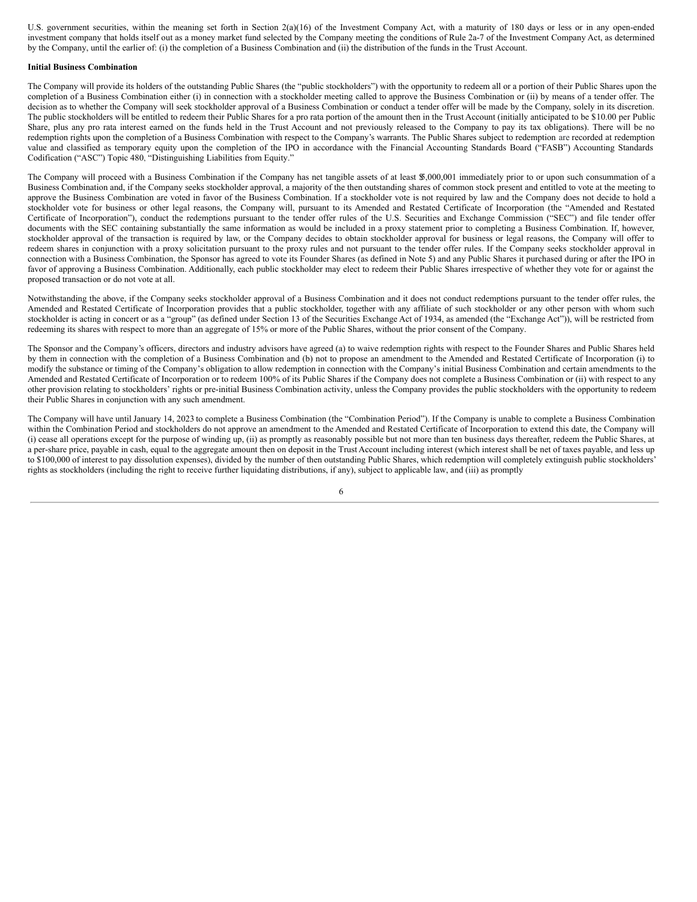U.S. government securities, within the meaning set forth in Section 2(a)(16) of the Investment Company Act, with a maturity of 180 days or less or in any open-ended investment company that holds itself out as a money market fund selected by the Company meeting the conditions of Rule 2a-7 of the Investment Company Act, as determined by the Company, until the earlier of: (i) the completion of a Business Combination and (ii) the distribution of the funds in the Trust Account.

**Initial Business Combination**

The Company will provide its holders of the outstanding Public Shares (the "public stockholders") with the opportunity to redeem all or a portion of their Public Shares upon the completion of a Business Combination either (i) in connection with a stockholder meeting called to approve the Business Combination or (ii) by means of a tender offer. The decision as to whether the Company will seek stockholder approval of a Business Combination or conduct a tender offer will be made by the Company, solely in its discretion. The public stockholders will be entitled to redeem their Public Shares for a pro rata portion of the amount then in the Trust Account (initially anticipated to be $10.00 per Public Share, plus any pro rata interest earned on the funds held in the Trust Account and not previously released to the Company to pay its tax obligations). There will be no redemption rights upon the completion of a Business Combination with respect to the Company's warrants. The Public Shares subject to redemption are recorded at redemption value and classified as temporary equity upon the completion of the IPO in accordance with the Financial Accounting Standards Board ("FASB") Accounting Standards Codification ("ASC") Topic 480, "Distinguishing Liabilities from Equity."

The Company will proceed with a Business Combination if the Company has net tangible assets of at least $5,000,001 immediately prior to or upon such consummation of a Business Combination and, if the Company seeks stockholder approval, a majority of the then outstanding shares of common stock present and entitled to vote at the meeting to approve the Business Combination are voted in favor of the Business Combination. If a stockholder vote is not required by law and the Company does not decide to hold a stockholder vote for business or other legal reasons, the Company will, pursuant to its Amended and Restated Certificate of Incorporation (the "Amended and Restated Certificate of Incorporation"), conduct the redemptions pursuant to the tender offer rules of the U.S. Securities and Exchange Commission ("SEC") and file tender offer documents with the SEC containing substantially the same information as would be included in a proxy statement prior to completing a Business Combination. If, however, stockholder approval of the transaction is required by law, or the Company decides to obtain stockholder approval for business or legal reasons, the Company will offer to redeem shares in conjunction with a proxy solicitation pursuant to the proxy rules and not pursuant to the tender offer rules. If the Company seeks stockholder approval in connection with a Business Combination, the Sponsor has agreed to vote its Founder Shares (as defined in Note 5) and any Public Shares it purchased during or after the IPO in favor of approving a Business Combination. Additionally, each public stockholder may elect to redeem their Public Shares irrespective of whether they vote for or against the proposed transaction or do not vote at all.

Notwithstanding the above, if the Company seeks stockholder approval of a Business Combination and it does not conduct redemptions pursuant to the tender offer rules, the Amended and Restated Certificate of Incorporation provides that a public stockholder, together with any affiliate of such stockholder or any other person with whom such stockholder is acting in concert or as a "group" (as defined under Section 13 of the Securities Exchange Act of 1934, as amended (the "Exchange Act")), will be restricted from redeeming its shares with respect to more than an aggregate of 15% or more of the Public Shares, without the prior consent of the Company.

The Sponsor and the Company's officers, directors and industry advisors have agreed (a) to waive redemption rights with respect to the Founder Shares and Public Shares held by them in connection with the completion of a Business Combination and (b) not to propose an amendment to the Amended and Restated Certificate of Incorporation (i) to modify the substance or timing of the Company's obligation to allow redemption in connection with the Company's initial Business Combination and certain amendments to the Amended and Restated Certificate of Incorporation or to redeem 100% of its Public Shares if the Company does not complete a Business Combination or (ii) with respect to any other provision relating to stockholders' rights or pre-initial Business Combination activity, unless the Company provides the public stockholders with the opportunity to redeem their Public Shares in conjunction with any such amendment.

The Company will have until January 14, 2023 to complete a Business Combination (the "Combination Period"). If the Company is unable to complete a Business Combination within the Combination Period and stockholders do not approve an amendment to the Amended and Restated Certificate of Incorporation to extend this date, the Company will (i) cease all operations except for the purpose of winding up, (ii) as promptly as reasonably possible but not more than ten business days thereafter, redeem the Public Shares, at a per-share price, payable in cash, equal to the aggregate amount then on deposit in the Trust Account including interest (which interest shall be net of taxes payable, and less up to $100,000 of interest to pay dissolution expenses), divided by the number of then outstanding Public Shares, which redemption will completely extinguish public stockholders' rights as stockholders (including the right to receive further liquidating distributions, if any), subject to applicable law, and (iii) as promptly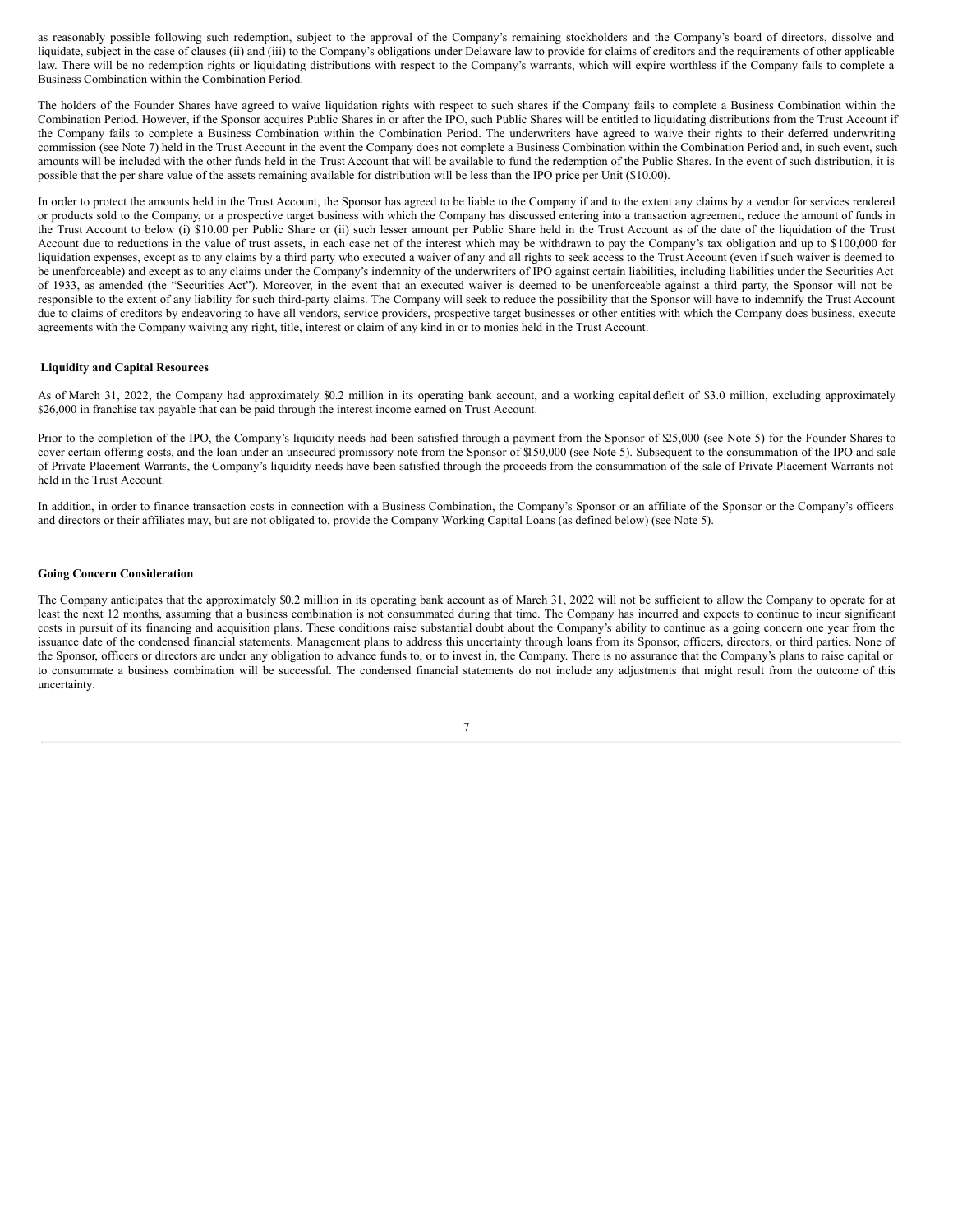as reasonably possible following such redemption, subject to the approval of the Company's remaining stockholders and the Company's board of directors, dissolve and liquidate, subject in the case of clauses (ii) and (iii) to the Company's obligations under Delaware law to provide for claims of creditors and the requirements of other applicable law. There will be no redemption rights or liquidating distributions with respect to the Company's warrants, which will expire worthless if the Company fails to complete a Business Combination within the Combination Period.

The holders of the Founder Shares have agreed to waive liquidation rights with respect to such shares if the Company fails to complete a Business Combination within the Combination Period. However, if the Sponsor acquires Public Shares in or after the IPO, such Public Shares will be entitled to liquidating distributions from the Trust Account if the Company fails to complete a Business Combination within the Combination Period. The underwriters have agreed to waive their rights to their deferred underwriting commission (see Note 7) held in the Trust Account in the event the Company does not complete a Business Combination within the Combination Period and, in such event, such amounts will be included with the other funds held in the Trust Account that will be available to fund the redemption of the Public Shares. In the event of such distribution, it is possible that the per share value of the assets remaining available for distribution will be less than the IPO price per Unit ($10.00).

In order to protect the amounts held in the Trust Account, the Sponsor has agreed to be liable to the Company if and to the extent any claims by a vendor for services rendered or products sold to the Company, or a prospective target business with which the Company has discussed entering into a transaction agreement, reduce the amount of funds in the Trust Account to below (i) $10.00 per Public Share or (ii) such lesser amount per Public Share held in the Trust Account as of the date of the liquidation of the Trust Account due to reductions in the value of trust assets, in each case net of the interest which may be withdrawn to pay the Company's tax obligation and up to $100,000 for liquidation expenses, except as to any claims by a third party who executed a waiver of any and all rights to seek access to the Trust Account (even if such waiver is deemed to be unenforceable) and except as to any claims under the Company's indemnity of the underwriters of IPO against certain liabilities, including liabilities under the Securities Act of 1933, as amended (the "Securities Act"). Moreover, in the event that an executed waiver is deemed to be unenforceable against a third party, the Sponsor will not be responsible to the extent of any liability for such third-party claims. The Company will seek to reduce the possibility that the Sponsor will have to indemnify the Trust Account due to claims of creditors by endeavoring to have all vendors, service providers, prospective target businesses or other entities with which the Company does business, execute agreements with the Company waiving any right, title, interest or claim of any kind in or to monies held in the Trust Account.

**Liquidity and Capital Resources**

As of March 31, 2022, the Company had approximately $0.2 million in its operating bank account, and a working capital deficit of $3.0 million, excluding approximately $26,000 in franchise tax payable that can be paid through the interest income earned on Trust Account.

Prior to the completion of the IPO, the Company's liquidity needs had been satisfied through a payment from the Sponsor of $25,000 (see Note 5) for the Founder Shares to cover certain offering costs, and the loan under an unsecured promissory note from the Sponsor of $150,000 (see Note 5). Subsequent to the consummation of the IPO and sale of Private Placement Warrants, the Company's liquidity needs have been satisfied through the proceeds from the consummation of the sale of Private Placement Warrants not held in the Trust Account.

In addition, in order to finance transaction costs in connection with a Business Combination, the Company's Sponsor or an affiliate of the Sponsor or the Company's officers and directors or their affiliates may, but are not obligated to, provide the Company Working Capital Loans (as defined below) (see Note 5).

**Going Concern Consideration**

The Company anticipates that the approximately $0.2 million in its operating bank account as of March 31, 2022 will not be sufficient to allow the Company to operate for at least the next 12 months, assuming that a business combination is not consummated during that time. The Company has incurred and expects to continue to incur significant costs in pursuit of its financing and acquisition plans. These conditions raise substantial doubt about the Company's ability to continue as a going concern one year from the issuance date of the condensed financial statements. Management plans to address this uncertainty through loans from its Sponsor, officers, directors, or third parties. None of the Sponsor, officers or directors are under any obligation to advance funds to, or to invest in, the Company. There is no assurance that the Company's plans to raise capital or to consummate a business combination will be successful. The condensed financial statements do not include any adjustments that might result from the outcome of this uncertainty.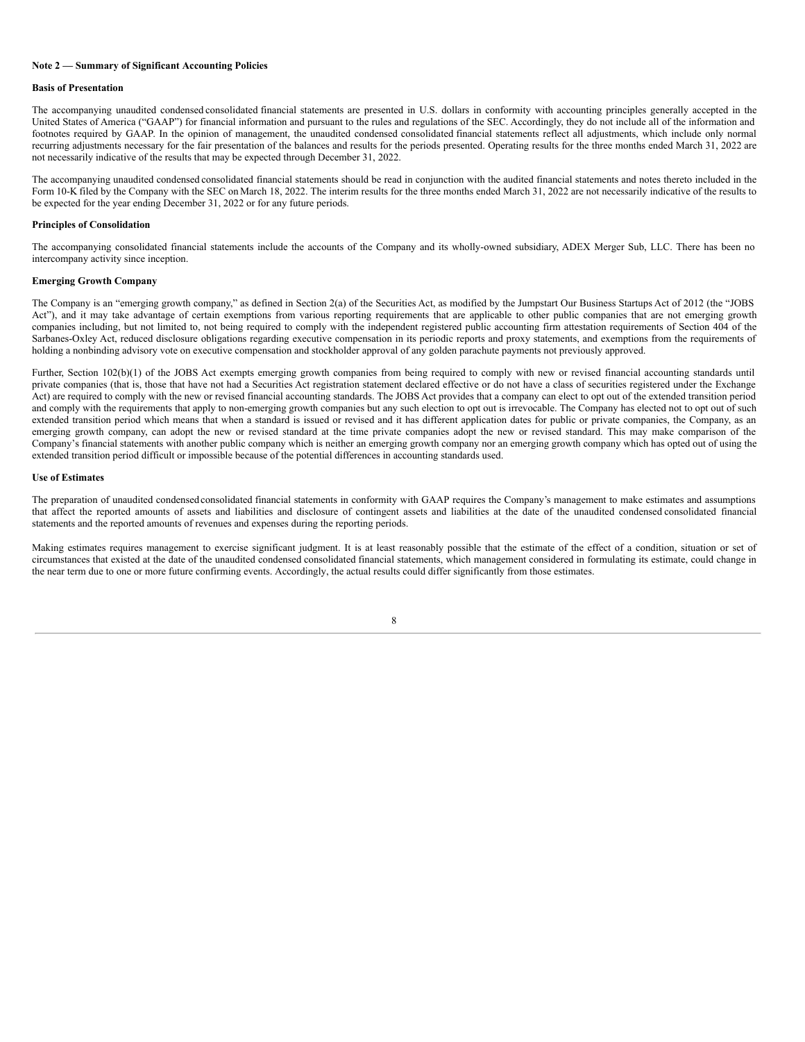**Note 2 — Summary of Significant Accounting Policies**

**Basis of Presentation**

The accompanying unaudited condensed consolidated financial statements are presented in U.S. dollars in conformity with accounting principles generally accepted in the United States of America ("GAAP") for financial information and pursuant to the rules and regulations of the SEC. Accordingly, they do not include all of the information and footnotes required by GAAP. In the opinion of management, the unaudited condensed consolidated financial statements reflect all adjustments, which include only normal recurring adjustments necessary for the fair presentation of the balances and results for the periods presented. Operating results for the three months ended March 31, 2022 are not necessarily indicative of the results that may be expected through December 31, 2022.

The accompanying unaudited condensed consolidated financial statements should be read in conjunction with the audited financial statements and notes thereto included in the Form 10-K filed by the Company with the SEC on March 18, 2022. The interim results for the three months ended March 31, 2022 are not necessarily indicative of the results to be expected for the year ending December 31, 2022 or for any future periods.

**Principles of Consolidation**

The accompanying consolidated financial statements include the accounts of the Company and its wholly-owned subsidiary, ADEX Merger Sub, LLC. There has been no intercompany activity since inception.

**Emerging Growth Company**

The Company is an "emerging growth company," as defined in Section 2(a) of the Securities Act, as modified by the Jumpstart Our Business Startups Act of 2012 (the "JOBS Act"), and it may take advantage of certain exemptions from various reporting requirements that are applicable to other public companies that are not emerging growth companies including, but not limited to, not being required to comply with the independent registered public accounting firm attestation requirements of Section 404 of the Sarbanes-Oxley Act, reduced disclosure obligations regarding executive compensation in its periodic reports and proxy statements, and exemptions from the requirements of holding a nonbinding advisory vote on executive compensation and stockholder approval of any golden parachute payments not previously approved.

Further, Section 102(b)(1) of the JOBS Act exempts emerging growth companies from being required to comply with new or revised financial accounting standards until private companies (that is, those that have not had a Securities Act registration statement declared effective or do not have a class of securities registered under the Exchange Act) are required to comply with the new or revised financial accounting standards. The JOBS Act provides that a company can elect to opt out of the extended transition period and comply with the requirements that apply to non-emerging growth companies but any such election to opt out is irrevocable. The Company has elected not to opt out of such extended transition period which means that when a standard is issued or revised and it has different application dates for public or private companies, the Company, as an emerging growth company, can adopt the new or revised standard at the time private companies adopt the new or revised standard. This may make comparison of the Company's financial statements with another public company which is neither an emerging growth company nor an emerging growth company which has opted out of using the extended transition period difficult or impossible because of the potential differences in accounting standards used.

**Use of Estimates**

The preparation of unaudited condensed consolidated financial statements in conformity with GAAP requires the Company's management to make estimates and assumptions that affect the reported amounts of assets and liabilities and disclosure of contingent assets and liabilities at the date of the unaudited condensed consolidated financial statements and the reported amounts of revenues and expenses during the reporting periods.

Making estimates requires management to exercise significant judgment. It is at least reasonably possible that the estimate of the effect of a condition, situation or set of circumstances that existed at the date of the unaudited condensed consolidated financial statements, which management considered in formulating its estimate, could change in the near term due to one or more future confirming events. Accordingly, the actual results could differ significantly from those estimates.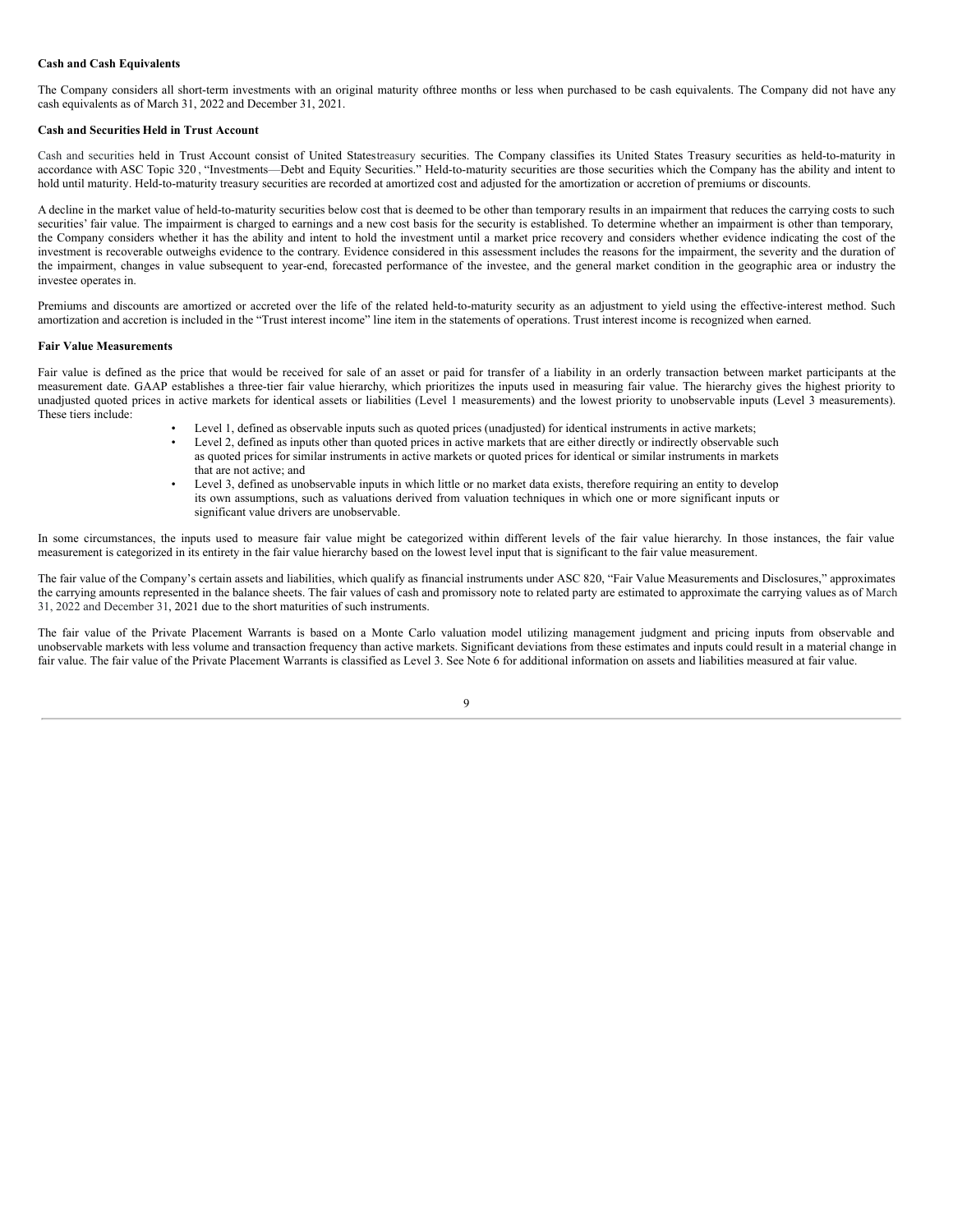**Cash and Cash Equivalents**

The Company considers all short-term investments with an original maturity ofthree months or less when purchased to be cash equivalents. The Company did not have any cash equivalents as of March 31, 2022 and December 31, 2021.

**Cash and Securities Held in Trust Account**

Cash and securities held in Trust Account consist of United Statestreasury securities. The Company classifies its United States Treasury securities as held-to-maturity in accordance with ASC Topic 320 , "Investments—Debt and Equity Securities." Held-to-maturity securities are those securities which the Company has the ability and intent to hold until maturity. Held-to-maturity treasury securities are recorded at amortized cost and adjusted for the amortization or accretion of premiums or discounts.

A decline in the market value of held-to-maturity securities below cost that is deemed to be other than temporary results in an impairment that reduces the carrying costs to such securities' fair value. The impairment is charged to earnings and a new cost basis for the security is established. To determine whether an impairment is other than temporary, the Company considers whether it has the ability and intent to hold the investment until a market price recovery and considers whether evidence indicating the cost of the investment is recoverable outweighs evidence to the contrary. Evidence considered in this assessment includes the reasons for the impairment, the severity and the duration of the impairment, changes in value subsequent to year-end, forecasted performance of the investee, and the general market condition in the geographic area or industry the investee operates in.

Premiums and discounts are amortized or accreted over the life of the related held-to-maturity security as an adjustment to yield using the effective-interest method. Such amortization and accretion is included in the "Trust interest income" line item in the statements of operations. Trust interest income is recognized when earned.

**Fair Value Measurements**

Fair value is defined as the price that would be received for sale of an asset or paid for transfer of a liability in an orderly transaction between market participants at the measurement date. GAAP establishes a three-tier fair value hierarchy, which prioritizes the inputs used in measuring fair value. The hierarchy gives the highest priority to unadjusted quoted prices in active markets for identical assets or liabilities (Level 1 measurements) and the lowest priority to unobservable inputs (Level 3 measurements). These tiers include:

- Level 1, defined as observable inputs such as quoted prices (unadjusted) for identical instruments in active markets;
- Level 2, defined as inputs other than quoted prices in active markets that are either directly or indirectly observable such as quoted prices for similar instruments in active markets or quoted prices for identical or similar instruments in markets that are not active; and
- Level 3, defined as unobservable inputs in which little or no market data exists, therefore requiring an entity to develop its own assumptions, such as valuations derived from valuation techniques in which one or more significant inputs or significant value drivers are unobservable.

In some circumstances, the inputs used to measure fair value might be categorized within different levels of the fair value hierarchy. In those instances, the fair value measurement is categorized in its entirety in the fair value hierarchy based on the lowest level input that is significant to the fair value measurement.

The fair value of the Company's certain assets and liabilities, which qualify as financial instruments under ASC 820, "Fair Value Measurements and Disclosures," approximates the carrying amounts represented in the balance sheets. The fair values of cash and promissory note to related party are estimated to approximate the carrying values as of March 31, 2022 and December 31, 2021 due to the short maturities of such instruments.

The fair value of the Private Placement Warrants is based on a Monte Carlo valuation model utilizing management judgment and pricing inputs from observable and unobservable markets with less volume and transaction frequency than active markets. Significant deviations from these estimates and inputs could result in a material change in fair value. The fair value of the Private Placement Warrants is classified as Level 3. See Note 6 for additional information on assets and liabilities measured at fair value.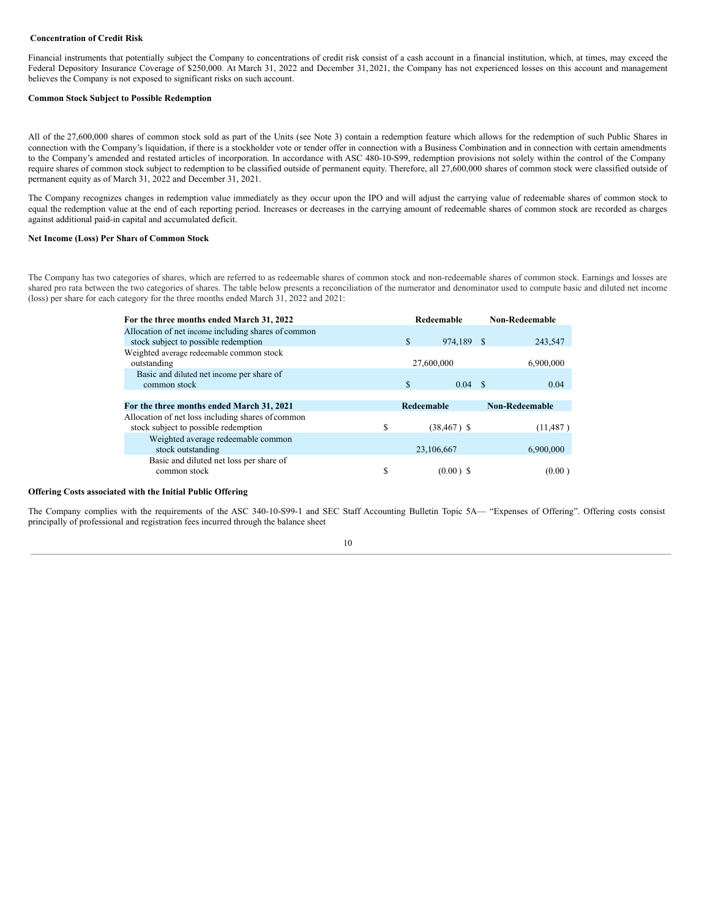**Concentration of Credit Risk**

Financial instruments that potentially subject the Company to concentrations of credit risk consist of a cash account in a financial institution, which, at times, may exceed the Federal Depository Insurance Coverage of $250,000. At March 31, 2022 and December 31, 2021, the Company has not experienced losses on this account and management believes the Company is not exposed to significant risks on such account.

**Common Stock Subject to Possible Redemption**

All of the 27,600,000 shares of common stock sold as part of the Units (see Note 3) contain a redemption feature which allows for the redemption of such Public Shares in connection with the Company's liquidation, if there is a stockholder vote or tender offer in connection with a Business Combination and in connection with certain amendments to the Company's amended and restated articles of incorporation. In accordance with ASC 480-10-S99, redemption provisions not solely within the control of the Company require shares of common stock subject to redemption to be classified outside of permanent equity. Therefore, all 27,600,000 shares of common stock were classified outside of permanent equity as of March 31, 2022 and December 31, 2021.

The Company recognizes changes in redemption value immediately as they occur upon the IPO and will adjust the carrying value of redeemable shares of common stock to equal the redemption value at the end of each reporting period. Increases or decreases in the carrying amount of redeemable shares of common stock are recorded as charges against additional paid-in capital and accumulated deficit.

**Net Income (Loss) Per Share of Common Stock**

The Company has two categories of shares, which are referred to as redeemable shares of common stock and non-redeemable shares of common stock. Earnings and losses are shared pro rata between the two categories of shares. The table below presents a reconciliation of the numerator and denominator used to compute basic and diluted net income (loss) per share for each category for the three months ended March 31, 2022 and 2021:

| **For the three months ended March 31, 2022** | **Redeemable** | **Non-Redeemable** |
|---|---|---|
| Allocation of net income including shares of common stock subject to possible redemption | $ 974,189 | $ 243,547 |
| Weighted average redeemable common stock outstanding | 27,600,000 | 6,900,000 |
| Basic and diluted net income per share of common stock | $ 0.04 | $ 0.04 |

| **For the three months ended March 31, 2021** | **Redeemable** | **Non-Redeemable** |
|---|---|---|
| Allocation of net loss including shares of common stock subject to possible redemption | $ (38,467) | $ (11,487) |
| Weighted average redeemable common stock outstanding | 23,106,667 | 6,900,000 |
| Basic and diluted net loss per share of common stock | $ (0.00) | $ (0.00) |

**Offering Costs associated with the Initial Public Offering**

The Company complies with the requirements of the ASC 340-10-S99-1 and SEC Staff Accounting Bulletin Topic 5A— "Expenses of Offering". Offering costs consist principally of professional and registration fees incurred through the balance sheet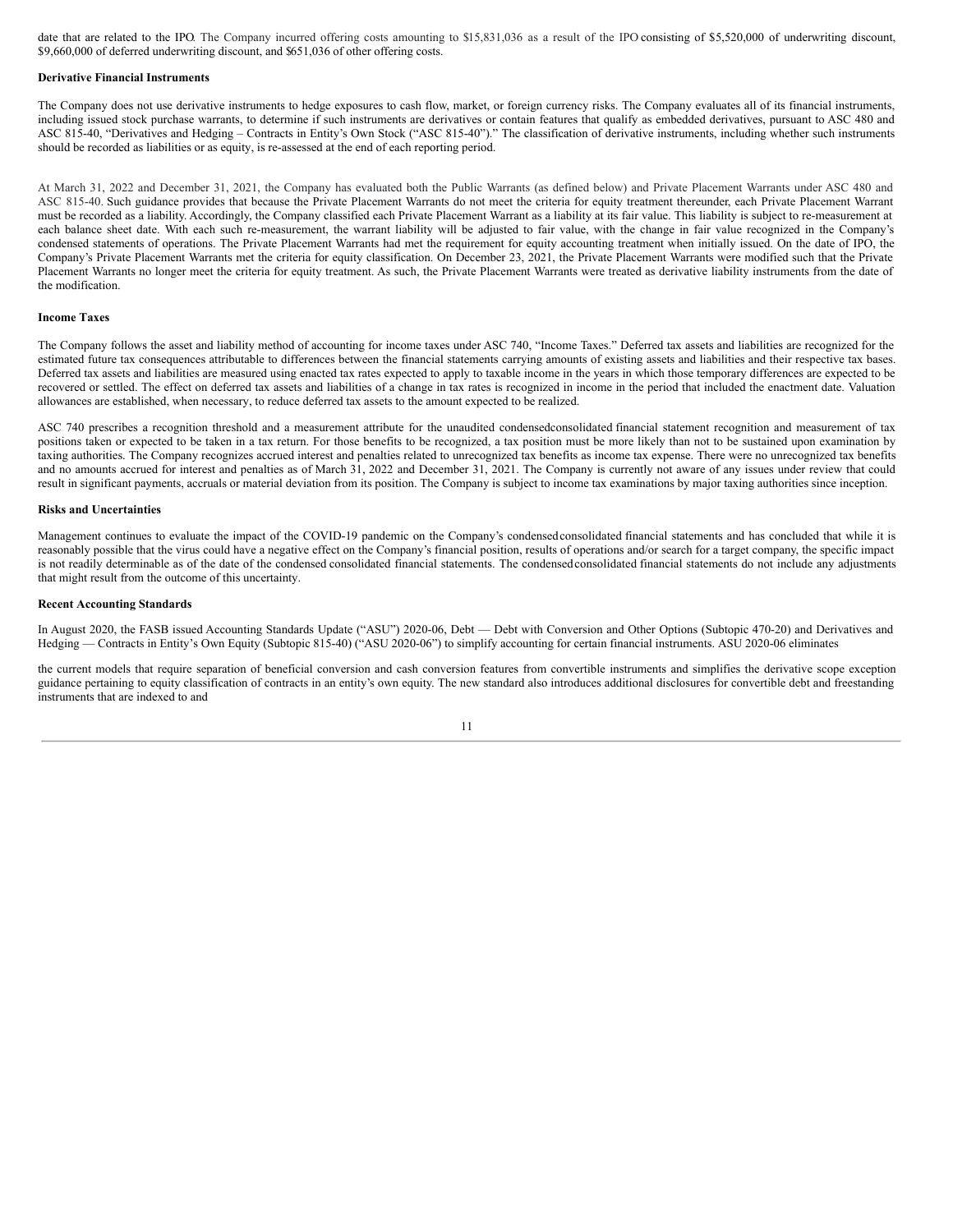date that are related to the IPO. The Company incurred offering costs amounting to $15,831,036 as a result of the IPO consisting of $5,520,000 of underwriting discount, $9,660,000 of deferred underwriting discount, and $651,036 of other offering costs.

**Derivative Financial Instruments**

The Company does not use derivative instruments to hedge exposures to cash flow, market, or foreign currency risks. The Company evaluates all of its financial instruments, including issued stock purchase warrants, to determine if such instruments are derivatives or contain features that qualify as embedded derivatives, pursuant to ASC 480 and ASC 815-40, "Derivatives and Hedging – Contracts in Entity's Own Stock ("ASC 815-40")." The classification of derivative instruments, including whether such instruments should be recorded as liabilities or as equity, is re-assessed at the end of each reporting period.

At March 31, 2022 and December 31, 2021, the Company has evaluated both the Public Warrants (as defined below) and Private Placement Warrants under ASC 480 and ASC 815-40. Such guidance provides that because the Private Placement Warrants do not meet the criteria for equity treatment thereunder, each Private Placement Warrant must be recorded as a liability. Accordingly, the Company classified each Private Placement Warrant as a liability at its fair value. This liability is subject to re-measurement at each balance sheet date. With each such re-measurement, the warrant liability will be adjusted to fair value, with the change in fair value recognized in the Company's condensed statements of operations. The Private Placement Warrants had met the requirement for equity accounting treatment when initially issued. On the date of IPO, the Company's Private Placement Warrants met the criteria for equity classification. On December 23, 2021, the Private Placement Warrants were modified such that the Private Placement Warrants no longer meet the criteria for equity treatment. As such, the Private Placement Warrants were treated as derivative liability instruments from the date of the modification.

**Income Taxes**

The Company follows the asset and liability method of accounting for income taxes under ASC 740, "Income Taxes." Deferred tax assets and liabilities are recognized for the estimated future tax consequences attributable to differences between the financial statements carrying amounts of existing assets and liabilities and their respective tax bases. Deferred tax assets and liabilities are measured using enacted tax rates expected to apply to taxable income in the years in which those temporary differences are expected to be recovered or settled. The effect on deferred tax assets and liabilities of a change in tax rates is recognized in income in the period that included the enactment date. Valuation allowances are established, when necessary, to reduce deferred tax assets to the amount expected to be realized.

ASC 740 prescribes a recognition threshold and a measurement attribute for the unaudited condensedconsolidated financial statement recognition and measurement of tax positions taken or expected to be taken in a tax return. For those benefits to be recognized, a tax position must be more likely than not to be sustained upon examination by taxing authorities. The Company recognizes accrued interest and penalties related to unrecognized tax benefits as income tax expense. There were no unrecognized tax benefits and no amounts accrued for interest and penalties as of March 31, 2022 and December 31, 2021. The Company is currently not aware of any issues under review that could result in significant payments, accruals or material deviation from its position. The Company is subject to income tax examinations by major taxing authorities since inception.

**Risks and Uncertainties**

Management continues to evaluate the impact of the COVID-19 pandemic on the Company's condensedconsolidated financial statements and has concluded that while it is reasonably possible that the virus could have a negative effect on the Company's financial position, results of operations and/or search for a target company, the specific impact is not readily determinable as of the date of the condensed consolidated financial statements. The condensedconsolidated financial statements do not include any adjustments that might result from the outcome of this uncertainty.

**Recent Accounting Standards**

In August 2020, the FASB issued Accounting Standards Update ("ASU") 2020-06, Debt — Debt with Conversion and Other Options (Subtopic 470-20) and Derivatives and Hedging — Contracts in Entity's Own Equity (Subtopic 815-40) ("ASU 2020-06") to simplify accounting for certain financial instruments. ASU 2020-06 eliminates

the current models that require separation of beneficial conversion and cash conversion features from convertible instruments and simplifies the derivative scope exception guidance pertaining to equity classification of contracts in an entity's own equity. The new standard also introduces additional disclosures for convertible debt and freestanding instruments that are indexed to and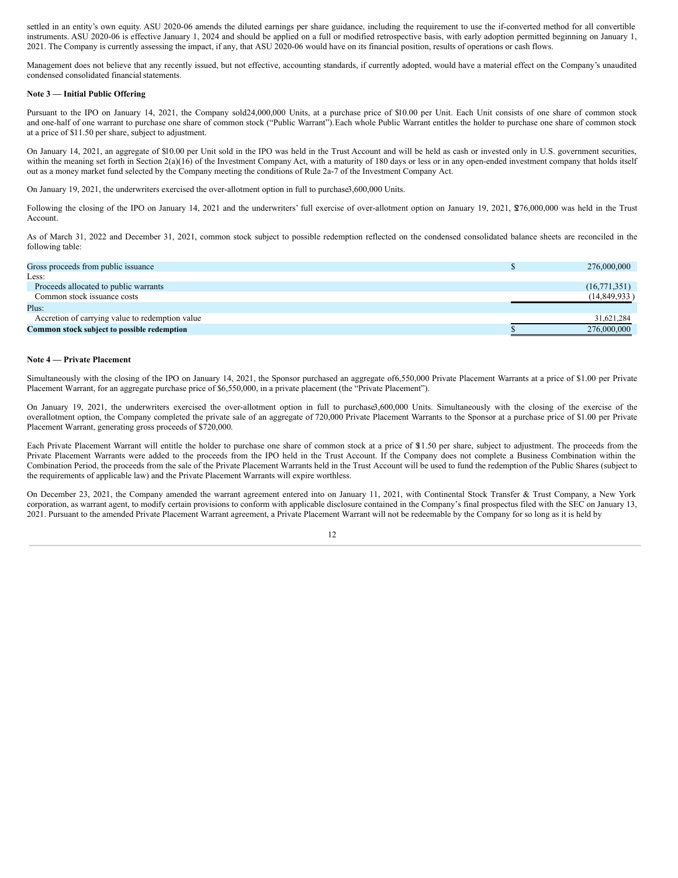settled in an entity's own equity. ASU 2020-06 amends the diluted earnings per share guidance, including the requirement to use the if-converted method for all convertible instruments. ASU 2020-06 is effective January 1, 2024 and should be applied on a full or modified retrospective basis, with early adoption permitted beginning on January 1, 2021. The Company is currently assessing the impact, if any, that ASU 2020-06 would have on its financial position, results of operations or cash flows.

Management does not believe that any recently issued, but not effective, accounting standards, if currently adopted, would have a material effect on the Company's unaudited condensed consolidated financial statements.

**Note 3 — Initial Public Offering**

Pursuant to the IPO on January 14, 2021, the Company sold 24,000,000 Units, at a purchase price of $10.00 per Unit. Each Unit consists of one share of common stock and one-half of one warrant to purchase one share of common stock ("Public Warrant"). Each whole Public Warrant entitles the holder to purchase one share of common stock at a price of $11.50 per share, subject to adjustment.

On January 14, 2021, an aggregate of $10.00 per Unit sold in the IPO was held in the Trust Account and will be held as cash or invested only in U.S. government securities, within the meaning set forth in Section 2(a)(16) of the Investment Company Act, with a maturity of 180 days or less or in any open-ended investment company that holds itself out as a money market fund selected by the Company meeting the conditions of Rule 2a-7 of the Investment Company Act.

On January 19, 2021, the underwriters exercised the over-allotment option in full to purchase 3,600,000 Units.

Following the closing of the IPO on January 14, 2021 and the underwriters' full exercise of over-allotment option on January 19, 2021, $276,000,000 was held in the Trust Account.

As of March 31, 2022 and December 31, 2021, common stock subject to possible redemption reflected on the condensed consolidated balance sheets are reconciled in the following table:

| | |
|---|---|
| Gross proceeds from public issuance | $ 276,000,000 |
| Less: | |
| Proceeds allocated to public warrants | (16,771,351) |
| Common stock issuance costs | (14,849,933) |
| Plus: | |
| Accretion of carrying value to redemption value | 31,621,284 |
| **Common stock subject to possible redemption** | $ 276,000,000 |

**Note 4 — Private Placement**

Simultaneously with the closing of the IPO on January 14, 2021, the Sponsor purchased an aggregate of 6,550,000 Private Placement Warrants at a price of $1.00 per Private Placement Warrant, for an aggregate purchase price of $6,550,000, in a private placement (the "Private Placement").

On January 19, 2021, the underwriters exercised the over-allotment option in full to purchase 3,600,000 Units. Simultaneously with the closing of the exercise of the overallotment option, the Company completed the private sale of an aggregate of 720,000 Private Placement Warrants to the Sponsor at a purchase price of $1.00 per Private Placement Warrant, generating gross proceeds of $720,000.

Each Private Placement Warrant will entitle the holder to purchase one share of common stock at a price of $11.50 per share, subject to adjustment. The proceeds from the Private Placement Warrants were added to the proceeds from the IPO held in the Trust Account. If the Company does not complete a Business Combination within the Combination Period, the proceeds from the sale of the Private Placement Warrants held in the Trust Account will be used to fund the redemption of the Public Shares (subject to the requirements of applicable law) and the Private Placement Warrants will expire worthless.

On December 23, 2021, the Company amended the warrant agreement entered into on January 11, 2021, with Continental Stock Transfer & Trust Company, a New York corporation, as warrant agent, to modify certain provisions to conform with applicable disclosure contained in the Company's final prospectus filed with the SEC on January 13, 2021. Pursuant to the amended Private Placement Warrant agreement, a Private Placement Warrant will not be redeemable by the Company for so long as it is held by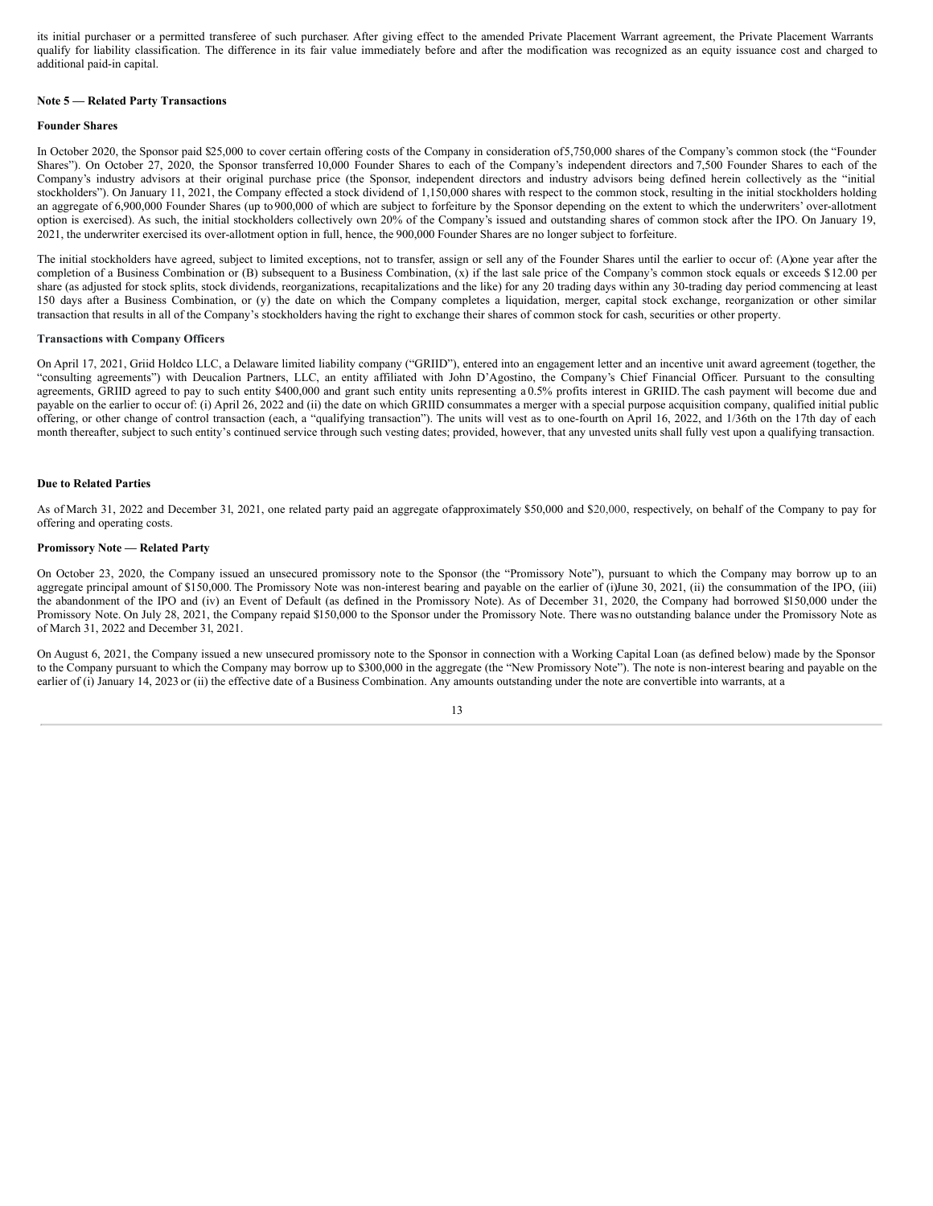its initial purchaser or a permitted transferee of such purchaser. After giving effect to the amended Private Placement Warrant agreement, the Private Placement Warrants qualify for liability classification. The difference in its fair value immediately before and after the modification was recognized as an equity issuance cost and charged to additional paid-in capital.

**Note 5 — Related Party Transactions**

**Founder Shares**

In October 2020, the Sponsor paid $25,000 to cover certain offering costs of the Company in consideration of 5,750,000 shares of the Company's common stock (the "Founder Shares"). On October 27, 2020, the Sponsor transferred 10,000 Founder Shares to each of the Company's independent directors and 7,500 Founder Shares to each of the Company's industry advisors at their original purchase price (the Sponsor, independent directors and industry advisors being defined herein collectively as the "initial stockholders"). On January 11, 2021, the Company effected a stock dividend of 1,150,000 shares with respect to the common stock, resulting in the initial stockholders holding an aggregate of 6,900,000 Founder Shares (up to 900,000 of which are subject to forfeiture by the Sponsor depending on the extent to which the underwriters' over-allotment option is exercised). As such, the initial stockholders collectively own 20% of the Company's issued and outstanding shares of common stock after the IPO. On January 19, 2021, the underwriter exercised its over-allotment option in full, hence, the 900,000 Founder Shares are no longer subject to forfeiture.

The initial stockholders have agreed, subject to limited exceptions, not to transfer, assign or sell any of the Founder Shares until the earlier to occur of: (A) one year after the completion of a Business Combination or (B) subsequent to a Business Combination, (x) if the last sale price of the Company's common stock equals or exceeds $12.00 per share (as adjusted for stock splits, stock dividends, reorganizations, recapitalizations and the like) for any 20 trading days within any 30-trading day period commencing at least 150 days after a Business Combination, or (y) the date on which the Company completes a liquidation, merger, capital stock exchange, reorganization or other similar transaction that results in all of the Company's stockholders having the right to exchange their shares of common stock for cash, securities or other property.

**Transactions with Company Officers**

On April 17, 2021, Griid Holdco LLC, a Delaware limited liability company ("GRIID"), entered into an engagement letter and an incentive unit award agreement (together, the "consulting agreements") with Deucalion Partners, LLC, an entity affiliated with John D'Agostino, the Company's Chief Financial Officer. Pursuant to the consulting agreements, GRIID agreed to pay to such entity $400,000 and grant such entity units representing a 0.5% profits interest in GRIID. The cash payment will become due and payable on the earlier to occur of: (i) April 26, 2022 and (ii) the date on which GRIID consummates a merger with a special purpose acquisition company, qualified initial public offering, or other change of control transaction (each, a "qualifying transaction"). The units will vest as to one-fourth on April 16, 2022, and 1/36th on the 17th day of each month thereafter, subject to such entity's continued service through such vesting dates; provided, however, that any unvested units shall fully vest upon a qualifying transaction.

**Due to Related Parties**

As of March 31, 2022 and December 31, 2021, one related party paid an aggregate of approximately $50,000 and $20,000, respectively, on behalf of the Company to pay for offering and operating costs.

**Promissory Note — Related Party**

On October 23, 2020, the Company issued an unsecured promissory note to the Sponsor (the "Promissory Note"), pursuant to which the Company may borrow up to an aggregate principal amount of $150,000. The Promissory Note was non-interest bearing and payable on the earlier of (i) June 30, 2021, (ii) the consummation of the IPO, (iii) the abandonment of the IPO and (iv) an Event of Default (as defined in the Promissory Note). As of December 31, 2020, the Company had borrowed $150,000 under the Promissory Note. On July 28, 2021, the Company repaid $150,000 to the Sponsor under the Promissory Note. There was no outstanding balance under the Promissory Note as of March 31, 2022 and December 31, 2021.

On August 6, 2021, the Company issued a new unsecured promissory note to the Sponsor in connection with a Working Capital Loan (as defined below) made by the Sponsor to the Company pursuant to which the Company may borrow up to $300,000 in the aggregate (the "New Promissory Note"). The note is non-interest bearing and payable on the earlier of (i) January 14, 2023 or (ii) the effective date of a Business Combination. Any amounts outstanding under the note are convertible into warrants, at a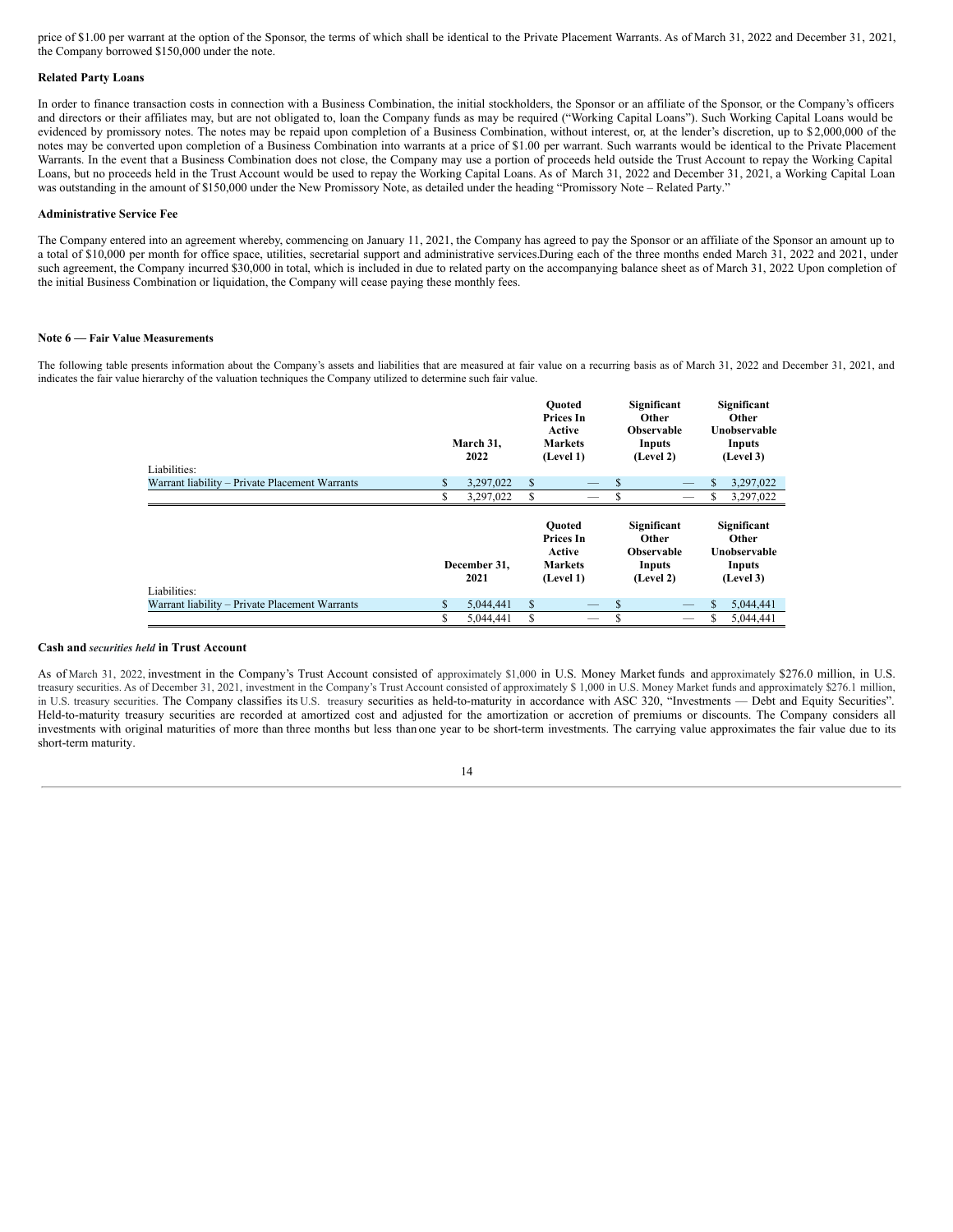price of $1.00 per warrant at the option of the Sponsor, the terms of which shall be identical to the Private Placement Warrants. As of March 31, 2022 and December 31, 2021, the Company borrowed $150,000 under the note.

**Related Party Loans**

In order to finance transaction costs in connection with a Business Combination, the initial stockholders, the Sponsor or an affiliate of the Sponsor, or the Company's officers and directors or their affiliates may, but are not obligated to, loan the Company funds as may be required ("Working Capital Loans"). Such Working Capital Loans would be evidenced by promissory notes. The notes may be repaid upon completion of a Business Combination, without interest, or, at the lender's discretion, up to $2,000,000 of the notes may be converted upon completion of a Business Combination into warrants at a price of $1.00 per warrant. Such warrants would be identical to the Private Placement Warrants. In the event that a Business Combination does not close, the Company may use a portion of proceeds held outside the Trust Account to repay the Working Capital Loans, but no proceeds held in the Trust Account would be used to repay the Working Capital Loans. As of March 31, 2022 and December 31, 2021, a Working Capital Loan was outstanding in the amount of $150,000 under the New Promissory Note, as detailed under the heading "Promissory Note – Related Party."

**Administrative Service Fee**

The Company entered into an agreement whereby, commencing on January 11, 2021, the Company has agreed to pay the Sponsor or an affiliate of the Sponsor an amount up to a total of $10,000 per month for office space, utilities, secretarial support and administrative services.During each of the three months ended March 31, 2022 and 2021, under such agreement, the Company incurred $30,000 in total, which is included in due to related party on the accompanying balance sheet as of March 31, 2022 Upon completion of the initial Business Combination or liquidation, the Company will cease paying these monthly fees.

**Note 6 — Fair Value Measurements**

The following table presents information about the Company's assets and liabilities that are measured at fair value on a recurring basis as of March 31, 2022 and December 31, 2021, and indicates the fair value hierarchy of the valuation techniques the Company utilized to determine such fair value.

| | March 31, 2022 | Quoted Prices In Active Markets (Level 1) | Significant Other Observable Inputs (Level 2) | Significant Other Unobservable Inputs (Level 3) |
|---|---|---|---|---|
| Liabilities: | | | | |
| Warrant liability – Private Placement Warrants | $ 3,297,022 | $ — | $ — | $ 3,297,022 |
| | $ 3,297,022 | $ — | $ — | $ 3,297,022 |

| | December 31, 2021 | Quoted Prices In Active Markets (Level 1) | Significant Other Observable Inputs (Level 2) | Significant Other Unobservable Inputs (Level 3) |
|---|---|---|---|---|
| Liabilities: | | | | |
| Warrant liability – Private Placement Warrants | $ 5,044,441 | $ — | $ — | $ 5,044,441 |
| | $ 5,044,441 | $ — | $ — | $ 5,044,441 |

**Cash and *securities held* in Trust Account**

As of March 31, 2022, investment in the Company's Trust Account consisted of approximately $1,000 in U.S. Money Market funds and approximately $276.0 million, in U.S. treasury securities. As of December 31, 2021, investment in the Company's Trust Account consisted of approximately $ 1,000 in U.S. Money Market funds and approximately $276.1 million, in U.S. treasury securities. The Company classifies its U.S. treasury securities as held-to-maturity in accordance with ASC 320, "Investments — Debt and Equity Securities". Held-to-maturity treasury securities are recorded at amortized cost and adjusted for the amortization or accretion of premiums or discounts. The Company considers all investments with original maturities of more than three months but less than one year to be short-term investments. The carrying value approximates the fair value due to its short-term maturity.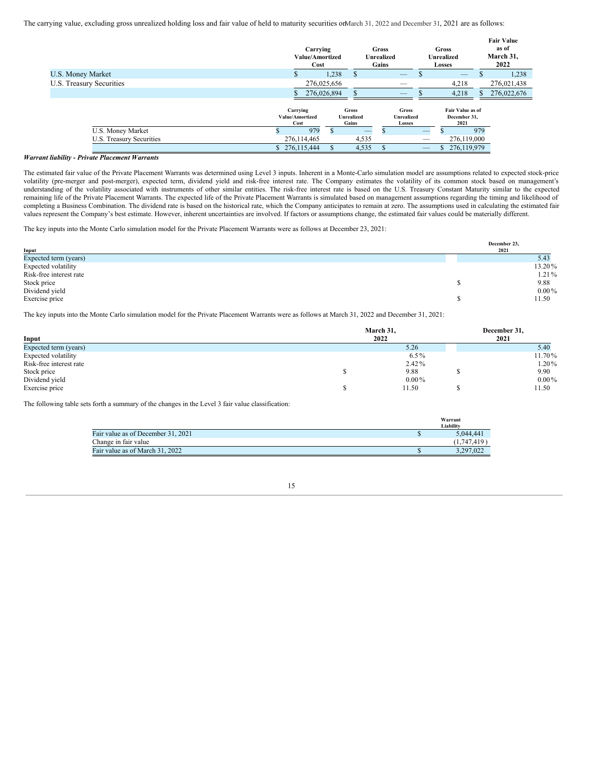The carrying value, excluding gross unrealized holding loss and fair value of held to maturity securities on March 31, 2022 and December 31, 2021 are as follows:

| | Carrying Value/Amortized Cost | Gross Unrealized Gains | Gross Unrealized Losses | Fair Value as of March 31, 2022 |
|---|---|---|---|---|
| U.S. Money Market | $ 1,238 | $ — | $ — | $ 1,238 |
| U.S. Treasury Securities | 276,025,656 | — | 4,218 | 276,021,438 |
| | $ 276,026,894 | $ — | $ 4,218 | $ 276,022,676 |

| | Carrying Value/Amortized Cost | Gross Unrealized Gains | Gross Unrealized Losses | Fair Value as of December 31, 2021 |
|---|---|---|---|---|
| U.S. Money Market | $ 979 | $ — | $ — | $ 979 |
| U.S. Treasury Securities | 276,114,465 | 4,535 | — | 276,119,000 |
| | $ 276,115,444 | $ 4,535 | $ — | $ 276,119,979 |

***Warrant liability - Private Placement Warrants***

The estimated fair value of the Private Placement Warrants was determined using Level 3 inputs. Inherent in a Monte-Carlo simulation model are assumptions related to expected stock-price volatility (pre-merger and post-merger), expected term, dividend yield and risk-free interest rate. The Company estimates the volatility of its common stock based on management's understanding of the volatility associated with instruments of other similar entities. The risk-free interest rate is based on the U.S. Treasury Constant Maturity similar to the expected remaining life of the Private Placement Warrants. The expected life of the Private Placement Warrants is simulated based on management assumptions regarding the timing and likelihood of completing a Business Combination. The dividend rate is based on the historical rate, which the Company anticipates to remain at zero. The assumptions used in calculating the estimated fair values represent the Company's best estimate. However, inherent uncertainties are involved. If factors or assumptions change, the estimated fair values could be materially different.

The key inputs into the Monte Carlo simulation model for the Private Placement Warrants were as follows at December 23, 2021:

| Input | December 23, 2021 |
|---|---|
| Expected term (years) | 5.43 |
| Expected volatility | 13.20% |
| Risk-free interest rate | 1.21% |
| Stock price | $ 9.88 |
| Dividend yield | 0.00% |
| Exercise price | $ 11.50 |

The key inputs into the Monte Carlo simulation model for the Private Placement Warrants were as follows at March 31, 2022 and December 31, 2021:

| Input | March 31, 2022 | December 31, 2021 |
|---|---|---|
| Expected term (years) | 5.26 | 5.40 |
| Expected volatility | 6.5% | 11.70% |
| Risk-free interest rate | 2.42% | 1.20% |
| Stock price | $ 9.88 | $ 9.90 |
| Dividend yield | 0.00% | 0.00% |
| Exercise price | $ 11.50 | $ 11.50 |

The following table sets forth a summary of the changes in the Level 3 fair value classification:

| | Warrant Liability |
|---|---|
| Fair value as of December 31, 2021 | $ 5,044,441 |
| Change in fair value | (1,747,419) |
| Fair value as of March 31, 2022 | $ 3,297,022 |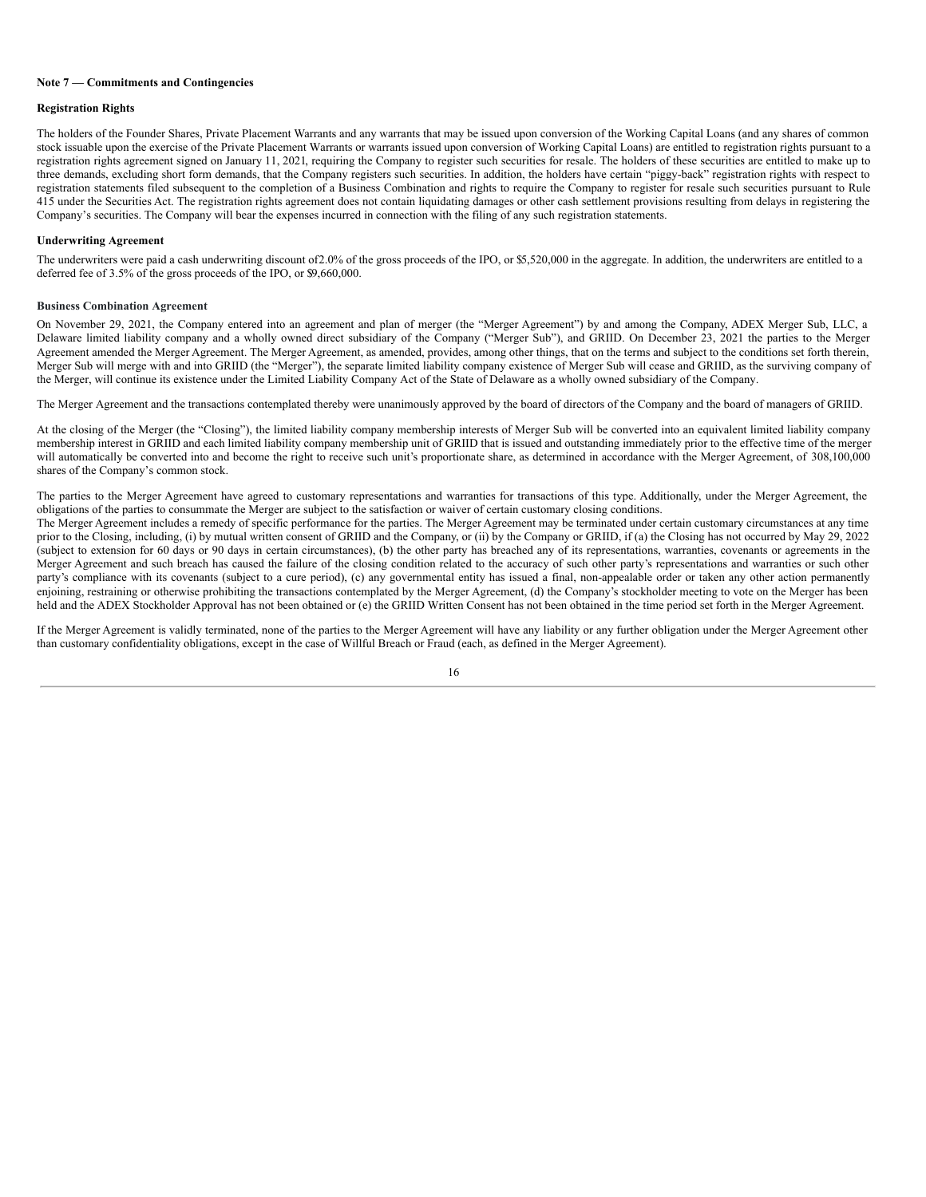**Note 7 — Commitments and Contingencies**

**Registration Rights**

The holders of the Founder Shares, Private Placement Warrants and any warrants that may be issued upon conversion of the Working Capital Loans (and any shares of common stock issuable upon the exercise of the Private Placement Warrants or warrants issued upon conversion of Working Capital Loans) are entitled to registration rights pursuant to a registration rights agreement signed on January 11, 2021, requiring the Company to register such securities for resale. The holders of these securities are entitled to make up to three demands, excluding short form demands, that the Company registers such securities. In addition, the holders have certain "piggy-back" registration rights with respect to registration statements filed subsequent to the completion of a Business Combination and rights to require the Company to register for resale such securities pursuant to Rule 415 under the Securities Act. The registration rights agreement does not contain liquidating damages or other cash settlement provisions resulting from delays in registering the Company's securities. The Company will bear the expenses incurred in connection with the filing of any such registration statements.

**Underwriting Agreement**

The underwriters were paid a cash underwriting discount of2.0% of the gross proceeds of the IPO, or $5,520,000 in the aggregate. In addition, the underwriters are entitled to a deferred fee of 3.5% of the gross proceeds of the IPO, or $9,660,000.

**Business Combination Agreement**

On November 29, 2021, the Company entered into an agreement and plan of merger (the "Merger Agreement") by and among the Company, ADEX Merger Sub, LLC, a Delaware limited liability company and a wholly owned direct subsidiary of the Company ("Merger Sub"), and GRIID. On December 23, 2021 the parties to the Merger Agreement amended the Merger Agreement. The Merger Agreement, as amended, provides, among other things, that on the terms and subject to the conditions set forth therein, Merger Sub will merge with and into GRIID (the "Merger"), the separate limited liability company existence of Merger Sub will cease and GRIID, as the surviving company of the Merger, will continue its existence under the Limited Liability Company Act of the State of Delaware as a wholly owned subsidiary of the Company.

The Merger Agreement and the transactions contemplated thereby were unanimously approved by the board of directors of the Company and the board of managers of GRIID.

At the closing of the Merger (the "Closing"), the limited liability company membership interests of Merger Sub will be converted into an equivalent limited liability company membership interest in GRIID and each limited liability company membership unit of GRIID that is issued and outstanding immediately prior to the effective time of the merger will automatically be converted into and become the right to receive such unit's proportionate share, as determined in accordance with the Merger Agreement, of 308,100,000 shares of the Company's common stock.

The parties to the Merger Agreement have agreed to customary representations and warranties for transactions of this type. Additionally, under the Merger Agreement, the obligations of the parties to consummate the Merger are subject to the satisfaction or waiver of certain customary closing conditions.

The Merger Agreement includes a remedy of specific performance for the parties. The Merger Agreement may be terminated under certain customary circumstances at any time prior to the Closing, including, (i) by mutual written consent of GRIID and the Company, or (ii) by the Company or GRIID, if (a) the Closing has not occurred by May 29, 2022 (subject to extension for 60 days or 90 days in certain circumstances), (b) the other party has breached any of its representations, warranties, covenants or agreements in the Merger Agreement and such breach has caused the failure of the closing condition related to the accuracy of such other party's representations and warranties or such other party's compliance with its covenants (subject to a cure period), (c) any governmental entity has issued a final, non-appealable order or taken any other action permanently enjoining, restraining or otherwise prohibiting the transactions contemplated by the Merger Agreement, (d) the Company's stockholder meeting to vote on the Merger has been held and the ADEX Stockholder Approval has not been obtained or (e) the GRIID Written Consent has not been obtained in the time period set forth in the Merger Agreement.

If the Merger Agreement is validly terminated, none of the parties to the Merger Agreement will have any liability or any further obligation under the Merger Agreement other than customary confidentiality obligations, except in the case of Willful Breach or Fraud (each, as defined in the Merger Agreement).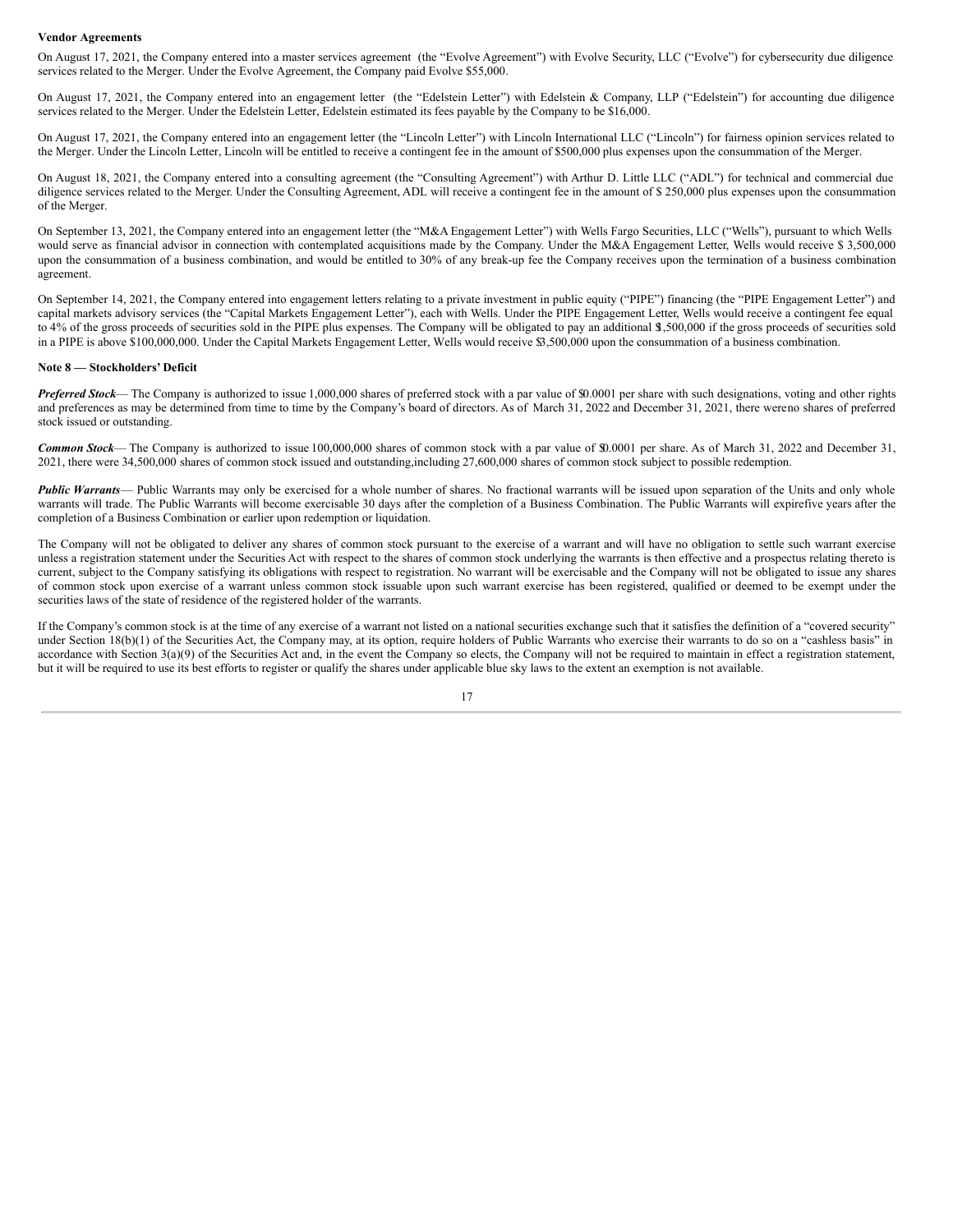**Vendor Agreements**

On August 17, 2021, the Company entered into a master services agreement (the "Evolve Agreement") with Evolve Security, LLC ("Evolve") for cybersecurity due diligence services related to the Merger. Under the Evolve Agreement, the Company paid Evolve $55,000.

On August 17, 2021, the Company entered into an engagement letter (the "Edelstein Letter") with Edelstein & Company, LLP ("Edelstein") for accounting due diligence services related to the Merger. Under the Edelstein Letter, Edelstein estimated its fees payable by the Company to be $16,000.

On August 17, 2021, the Company entered into an engagement letter (the "Lincoln Letter") with Lincoln International LLC ("Lincoln") for fairness opinion services related to the Merger. Under the Lincoln Letter, Lincoln will be entitled to receive a contingent fee in the amount of $500,000 plus expenses upon the consummation of the Merger.

On August 18, 2021, the Company entered into a consulting agreement (the "Consulting Agreement") with Arthur D. Little LLC ("ADL") for technical and commercial due diligence services related to the Merger. Under the Consulting Agreement, ADL will receive a contingent fee in the amount of $ 250,000 plus expenses upon the consummation of the Merger.

On September 13, 2021, the Company entered into an engagement letter (the "M&A Engagement Letter") with Wells Fargo Securities, LLC ("Wells"), pursuant to which Wells would serve as financial advisor in connection with contemplated acquisitions made by the Company. Under the M&A Engagement Letter, Wells would receive $ 3,500,000 upon the consummation of a business combination, and would be entitled to 30% of any break-up fee the Company receives upon the termination of a business combination agreement.

On September 14, 2021, the Company entered into engagement letters relating to a private investment in public equity ("PIPE") financing (the "PIPE Engagement Letter") and capital markets advisory services (the "Capital Markets Engagement Letter"), each with Wells. Under the PIPE Engagement Letter, Wells would receive a contingent fee equal to 4% of the gross proceeds of securities sold in the PIPE plus expenses. The Company will be obligated to pay an additional $1,500,000 if the gross proceeds of securities sold in a PIPE is above $100,000,000. Under the Capital Markets Engagement Letter, Wells would receive $3,500,000 upon the consummation of a business combination.

**Note 8 — Stockholders' Deficit**

***Preferred Stock*** — The Company is authorized to issue 1,000,000 shares of preferred stock with a par value of $0.0001 per share with such designations, voting and other rights and preferences as may be determined from time to time by the Company's board of directors. As of March 31, 2022 and December 31, 2021, there were no shares of preferred stock issued or outstanding.

***Common Stock*** — The Company is authorized to issue 100,000,000 shares of common stock with a par value of $0.0001 per share. As of March 31, 2022 and December 31, 2021, there were 34,500,000 shares of common stock issued and outstanding, including 27,600,000 shares of common stock subject to possible redemption.

***Public Warrants*** — Public Warrants may only be exercised for a whole number of shares. No fractional warrants will be issued upon separation of the Units and only whole warrants will trade. The Public Warrants will become exercisable 30 days after the completion of a Business Combination. The Public Warrants will expire five years after the completion of a Business Combination or earlier upon redemption or liquidation.

The Company will not be obligated to deliver any shares of common stock pursuant to the exercise of a warrant and will have no obligation to settle such warrant exercise unless a registration statement under the Securities Act with respect to the shares of common stock underlying the warrants is then effective and a prospectus relating thereto is current, subject to the Company satisfying its obligations with respect to registration. No warrant will be exercisable and the Company will not be obligated to issue any shares of common stock upon exercise of a warrant unless common stock issuable upon such warrant exercise has been registered, qualified or deemed to be exempt under the securities laws of the state of residence of the registered holder of the warrants.

If the Company's common stock is at the time of any exercise of a warrant not listed on a national securities exchange such that it satisfies the definition of a "covered security" under Section 18(b)(1) of the Securities Act, the Company may, at its option, require holders of Public Warrants who exercise their warrants to do so on a "cashless basis" in accordance with Section 3(a)(9) of the Securities Act and, in the event the Company so elects, the Company will not be required to maintain in effect a registration statement, but it will be required to use its best efforts to register or qualify the shares under applicable blue sky laws to the extent an exemption is not available.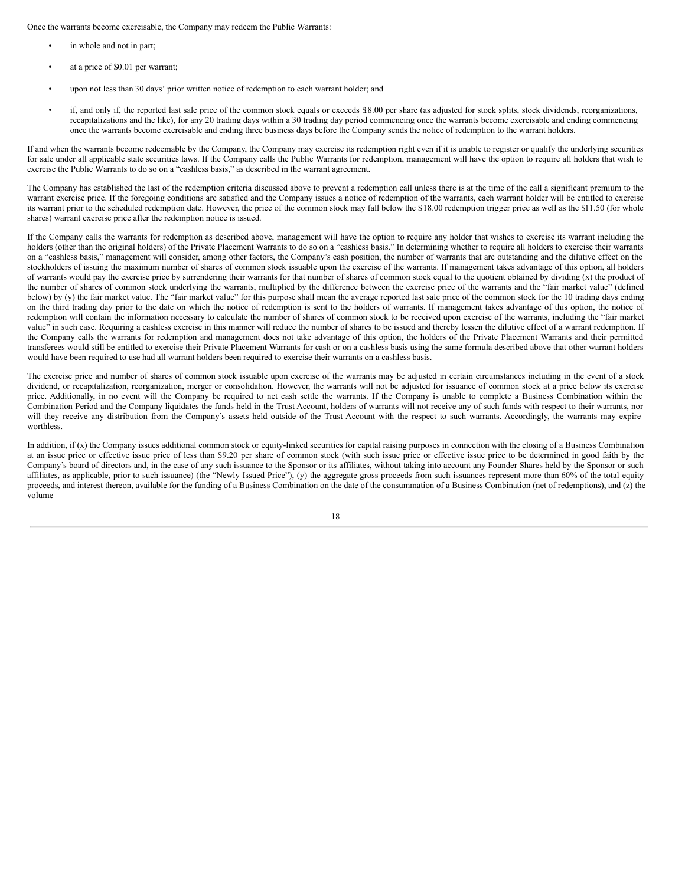Once the warrants become exercisable, the Company may redeem the Public Warrants:

- in whole and not in part;
- at a price of $0.01 per warrant;
- upon not less than 30 days' prior written notice of redemption to each warrant holder; and
- if, and only if, the reported last sale price of the common stock equals or exceeds $18.00 per share (as adjusted for stock splits, stock dividends, reorganizations, recapitalizations and the like), for any 20 trading days within a 30 trading day period commencing once the warrants become exercisable and ending commencing once the warrants become exercisable and ending three business days before the Company sends the notice of redemption to the warrant holders.

If and when the warrants become redeemable by the Company, the Company may exercise its redemption right even if it is unable to register or qualify the underlying securities for sale under all applicable state securities laws. If the Company calls the Public Warrants for redemption, management will have the option to require all holders that wish to exercise the Public Warrants to do so on a "cashless basis," as described in the warrant agreement.

The Company has established the last of the redemption criteria discussed above to prevent a redemption call unless there is at the time of the call a significant premium to the warrant exercise price. If the foregoing conditions are satisfied and the Company issues a notice of redemption of the warrants, each warrant holder will be entitled to exercise its warrant prior to the scheduled redemption date. However, the price of the common stock may fall below the $18.00 redemption trigger price as well as the $11.50 (for whole shares) warrant exercise price after the redemption notice is issued.

If the Company calls the warrants for redemption as described above, management will have the option to require any holder that wishes to exercise its warrant including the holders (other than the original holders) of the Private Placement Warrants to do so on a "cashless basis." In determining whether to require all holders to exercise their warrants on a "cashless basis," management will consider, among other factors, the Company's cash position, the number of warrants that are outstanding and the dilutive effect on the stockholders of issuing the maximum number of shares of common stock issuable upon the exercise of the warrants. If management takes advantage of this option, all holders of warrants would pay the exercise price by surrendering their warrants for that number of shares of common stock equal to the quotient obtained by dividing (x) the product of the number of shares of common stock underlying the warrants, multiplied by the difference between the exercise price of the warrants and the "fair market value" (defined below) by (y) the fair market value. The "fair market value" for this purpose shall mean the average reported last sale price of the common stock for the 10 trading days ending on the third trading day prior to the date on which the notice of redemption is sent to the holders of warrants. If management takes advantage of this option, the notice of redemption will contain the information necessary to calculate the number of shares of common stock to be received upon exercise of the warrants, including the "fair market value" in such case. Requiring a cashless exercise in this manner will reduce the number of shares to be issued and thereby lessen the dilutive effect of a warrant redemption. If the Company calls the warrants for redemption and management does not take advantage of this option, the holders of the Private Placement Warrants and their permitted transferees would still be entitled to exercise their Private Placement Warrants for cash or on a cashless basis using the same formula described above that other warrant holders would have been required to use had all warrant holders been required to exercise their warrants on a cashless basis.

The exercise price and number of shares of common stock issuable upon exercise of the warrants may be adjusted in certain circumstances including in the event of a stock dividend, or recapitalization, reorganization, merger or consolidation. However, the warrants will not be adjusted for issuance of common stock at a price below its exercise price. Additionally, in no event will the Company be required to net cash settle the warrants. If the Company is unable to complete a Business Combination within the Combination Period and the Company liquidates the funds held in the Trust Account, holders of warrants will not receive any of such funds with respect to their warrants, nor will they receive any distribution from the Company's assets held outside of the Trust Account with the respect to such warrants. Accordingly, the warrants may expire worthless.

In addition, if (x) the Company issues additional common stock or equity-linked securities for capital raising purposes in connection with the closing of a Business Combination at an issue price or effective issue price of less than $9.20 per share of common stock (with such issue price or effective issue price to be determined in good faith by the Company's board of directors and, in the case of any such issuance to the Sponsor or its affiliates, without taking into account any Founder Shares held by the Sponsor or such affiliates, as applicable, prior to such issuance) (the "Newly Issued Price"), (y) the aggregate gross proceeds from such issuances represent more than 60% of the total equity proceeds, and interest thereon, available for the funding of a Business Combination on the date of the consummation of a Business Combination (net of redemptions), and (z) the volume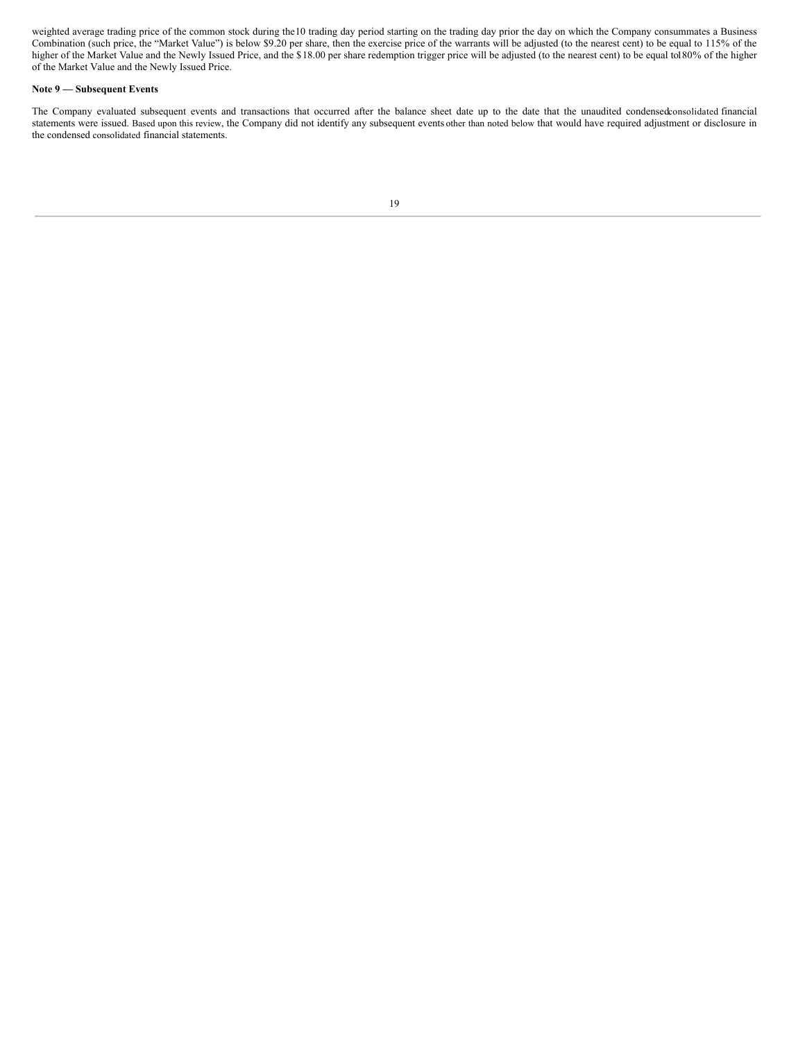weighted average trading price of the common stock during the 10 trading day period starting on the trading day prior the day on which the Company consummates a Business Combination (such price, the “Market Value”) is below $9.20 per share, then the exercise price of the warrants will be adjusted (to the nearest cent) to be equal to 115% of the higher of the Market Value and the Newly Issued Price, and the $18.00 per share redemption trigger price will be adjusted (to the nearest cent) to be equal to 180% of the higher of the Market Value and the Newly Issued Price.

**Note 9 — Subsequent Events**

The Company evaluated subsequent events and transactions that occurred after the balance sheet date up to the date that the unaudited condensed consolidated financial statements were issued. Based upon this review, the Company did not identify any subsequent events other than noted below that would have required adjustment or disclosure in the condensed consolidated financial statements.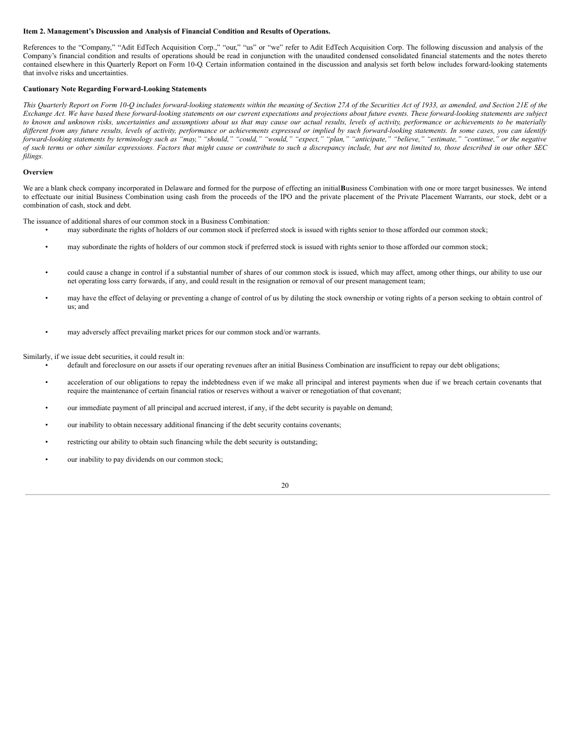**Item 2. Management's Discussion and Analysis of Financial Condition and Results of Operations.**

References to the "Company," "Adit EdTech Acquisition Corp.," "our," "us" or "we" refer to Adit EdTech Acquisition Corp. The following discussion and analysis of the Company's financial condition and results of operations should be read in conjunction with the unaudited condensed consolidated financial statements and the notes thereto contained elsewhere in this Quarterly Report on Form 10-Q. Certain information contained in the discussion and analysis set forth below includes forward-looking statements that involve risks and uncertainties.

**Cautionary Note Regarding Forward-Looking Statements**

*This Quarterly Report on Form 10-Q includes forward-looking statements within the meaning of Section 27A of the Securities Act of 1933, as amended, and Section 21E of the Exchange Act. We have based these forward-looking statements on our current expectations and projections about future events. These forward-looking statements are subject to known and unknown risks, uncertainties and assumptions about us that may cause our actual results, levels of activity, performance or achievements to be materially different from any future results, levels of activity, performance or achievements expressed or implied by such forward-looking statements. In some cases, you can identify forward-looking statements by terminology such as "may," "should," "could," "would," "expect," "plan," "anticipate," "believe," "estimate," "continue," or the negative of such terms or other similar expressions. Factors that might cause or contribute to such a discrepancy include, but are not limited to, those described in our other SEC filings.*

**Overview**

We are a blank check company incorporated in Delaware and formed for the purpose of effecting an initial**B**usiness Combination with one or more target businesses. We intend to effectuate our initial Business Combination using cash from the proceeds of the IPO and the private placement of the Private Placement Warrants, our stock, debt or a combination of cash, stock and debt.

The issuance of additional shares of our common stock in a Business Combination:

- may subordinate the rights of holders of our common stock if preferred stock is issued with rights senior to those afforded our common stock;
- may subordinate the rights of holders of our common stock if preferred stock is issued with rights senior to those afforded our common stock;
- could cause a change in control if a substantial number of shares of our common stock is issued, which may affect, among other things, our ability to use our net operating loss carry forwards, if any, and could result in the resignation or removal of our present management team;
- may have the effect of delaying or preventing a change of control of us by diluting the stock ownership or voting rights of a person seeking to obtain control of us; and
- may adversely affect prevailing market prices for our common stock and/or warrants.

Similarly, if we issue debt securities, it could result in:

- default and foreclosure on our assets if our operating revenues after an initial Business Combination are insufficient to repay our debt obligations;
- acceleration of our obligations to repay the indebtedness even if we make all principal and interest payments when due if we breach certain covenants that require the maintenance of certain financial ratios or reserves without a waiver or renegotiation of that covenant;
- our immediate payment of all principal and accrued interest, if any, if the debt security is payable on demand;
- our inability to obtain necessary additional financing if the debt security contains covenants;
- restricting our ability to obtain such financing while the debt security is outstanding;
- our inability to pay dividends on our common stock;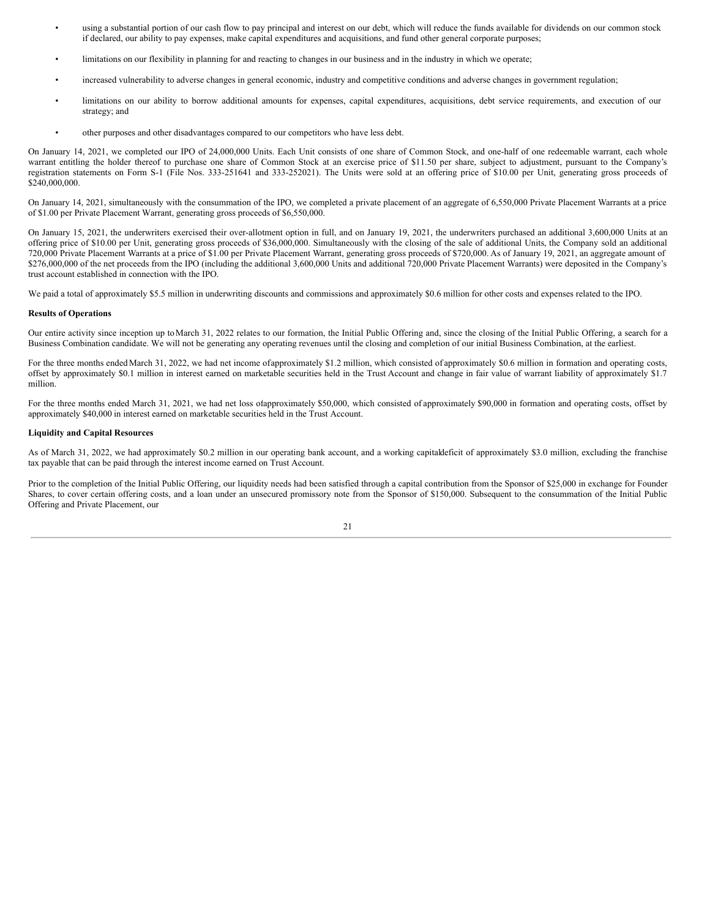- using a substantial portion of our cash flow to pay principal and interest on our debt, which will reduce the funds available for dividends on our common stock if declared, our ability to pay expenses, make capital expenditures and acquisitions, and fund other general corporate purposes;
- limitations on our flexibility in planning for and reacting to changes in our business and in the industry in which we operate;
- increased vulnerability to adverse changes in general economic, industry and competitive conditions and adverse changes in government regulation;
- limitations on our ability to borrow additional amounts for expenses, capital expenditures, acquisitions, debt service requirements, and execution of our strategy; and
- other purposes and other disadvantages compared to our competitors who have less debt.

On January 14, 2021, we completed our IPO of 24,000,000 Units. Each Unit consists of one share of Common Stock, and one-half of one redeemable warrant, each whole warrant entitling the holder thereof to purchase one share of Common Stock at an exercise price of $11.50 per share, subject to adjustment, pursuant to the Company's registration statements on Form S-1 (File Nos. 333-251641 and 333-252021). The Units were sold at an offering price of $10.00 per Unit, generating gross proceeds of $240,000,000.

On January 14, 2021, simultaneously with the consummation of the IPO, we completed a private placement of an aggregate of 6,550,000 Private Placement Warrants at a price of $1.00 per Private Placement Warrant, generating gross proceeds of $6,550,000.

On January 15, 2021, the underwriters exercised their over-allotment option in full, and on January 19, 2021, the underwriters purchased an additional 3,600,000 Units at an offering price of $10.00 per Unit, generating gross proceeds of $36,000,000. Simultaneously with the closing of the sale of additional Units, the Company sold an additional 720,000 Private Placement Warrants at a price of $1.00 per Private Placement Warrant, generating gross proceeds of $720,000. As of January 19, 2021, an aggregate amount of $276,000,000 of the net proceeds from the IPO (including the additional 3,600,000 Units and additional 720,000 Private Placement Warrants) were deposited in the Company's trust account established in connection with the IPO.

We paid a total of approximately $5.5 million in underwriting discounts and commissions and approximately $0.6 million for other costs and expenses related to the IPO.

**Results of Operations**

Our entire activity since inception up to March 31, 2022 relates to our formation, the Initial Public Offering and, since the closing of the Initial Public Offering, a search for a Business Combination candidate. We will not be generating any operating revenues until the closing and completion of our initial Business Combination, at the earliest.

For the three months ended March 31, 2022, we had net income of approximately $1.2 million, which consisted of approximately $0.6 million in formation and operating costs, offset by approximately $0.1 million in interest earned on marketable securities held in the Trust Account and change in fair value of warrant liability of approximately $1.7 million.

For the three months ended March 31, 2021, we had net loss of approximately $50,000, which consisted of approximately $90,000 in formation and operating costs, offset by approximately $40,000 in interest earned on marketable securities held in the Trust Account.

**Liquidity and Capital Resources**

As of March 31, 2022, we had approximately $0.2 million in our operating bank account, and a working capital deficit of approximately $3.0 million, excluding the franchise tax payable that can be paid through the interest income earned on Trust Account.

Prior to the completion of the Initial Public Offering, our liquidity needs had been satisfied through a capital contribution from the Sponsor of $25,000 in exchange for Founder Shares, to cover certain offering costs, and a loan under an unsecured promissory note from the Sponsor of $150,000. Subsequent to the consummation of the Initial Public Offering and Private Placement, our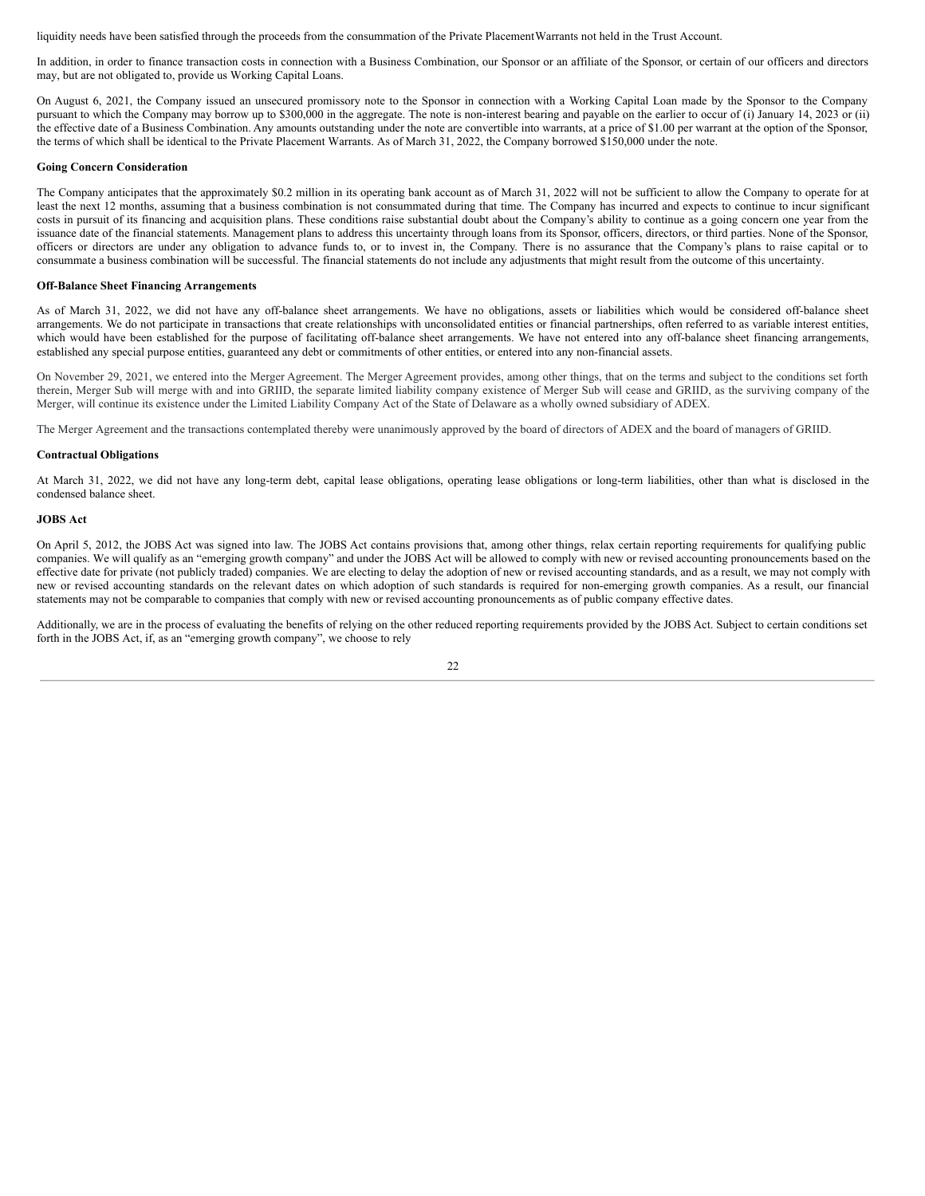liquidity needs have been satisfied through the proceeds from the consummation of the Private PlacementWarrants not held in the Trust Account.

In addition, in order to finance transaction costs in connection with a Business Combination, our Sponsor or an affiliate of the Sponsor, or certain of our officers and directors may, but are not obligated to, provide us Working Capital Loans.

On August 6, 2021, the Company issued an unsecured promissory note to the Sponsor in connection with a Working Capital Loan made by the Sponsor to the Company pursuant to which the Company may borrow up to $300,000 in the aggregate. The note is non-interest bearing and payable on the earlier to occur of (i) January 14, 2023 or (ii) the effective date of a Business Combination. Any amounts outstanding under the note are convertible into warrants, at a price of $1.00 per warrant at the option of the Sponsor, the terms of which shall be identical to the Private Placement Warrants. As of March 31, 2022, the Company borrowed $150,000 under the note.

**Going Concern Consideration**

The Company anticipates that the approximately $0.2 million in its operating bank account as of March 31, 2022 will not be sufficient to allow the Company to operate for at least the next 12 months, assuming that a business combination is not consummated during that time. The Company has incurred and expects to continue to incur significant costs in pursuit of its financing and acquisition plans. These conditions raise substantial doubt about the Company's ability to continue as a going concern one year from the issuance date of the financial statements. Management plans to address this uncertainty through loans from its Sponsor, officers, directors, or third parties. None of the Sponsor, officers or directors are under any obligation to advance funds to, or to invest in, the Company. There is no assurance that the Company's plans to raise capital or to consummate a business combination will be successful. The financial statements do not include any adjustments that might result from the outcome of this uncertainty.

**Off-Balance Sheet Financing Arrangements**

As of March 31, 2022, we did not have any off-balance sheet arrangements. We have no obligations, assets or liabilities which would be considered off-balance sheet arrangements. We do not participate in transactions that create relationships with unconsolidated entities or financial partnerships, often referred to as variable interest entities, which would have been established for the purpose of facilitating off-balance sheet arrangements. We have not entered into any off-balance sheet financing arrangements, established any special purpose entities, guaranteed any debt or commitments of other entities, or entered into any non-financial assets.

On November 29, 2021, we entered into the Merger Agreement. The Merger Agreement provides, among other things, that on the terms and subject to the conditions set forth therein, Merger Sub will merge with and into GRIID, the separate limited liability company existence of Merger Sub will cease and GRIID, as the surviving company of the Merger, will continue its existence under the Limited Liability Company Act of the State of Delaware as a wholly owned subsidiary of ADEX.

The Merger Agreement and the transactions contemplated thereby were unanimously approved by the board of directors of ADEX and the board of managers of GRIID.

**Contractual Obligations**

At March 31, 2022, we did not have any long-term debt, capital lease obligations, operating lease obligations or long-term liabilities, other than what is disclosed in the condensed balance sheet.

**JOBS Act**

On April 5, 2012, the JOBS Act was signed into law. The JOBS Act contains provisions that, among other things, relax certain reporting requirements for qualifying public companies. We will qualify as an "emerging growth company" and under the JOBS Act will be allowed to comply with new or revised accounting pronouncements based on the effective date for private (not publicly traded) companies. We are electing to delay the adoption of new or revised accounting standards, and as a result, we may not comply with new or revised accounting standards on the relevant dates on which adoption of such standards is required for non-emerging growth companies. As a result, our financial statements may not be comparable to companies that comply with new or revised accounting pronouncements as of public company effective dates.

Additionally, we are in the process of evaluating the benefits of relying on the other reduced reporting requirements provided by the JOBS Act. Subject to certain conditions set forth in the JOBS Act, if, as an "emerging growth company", we choose to rely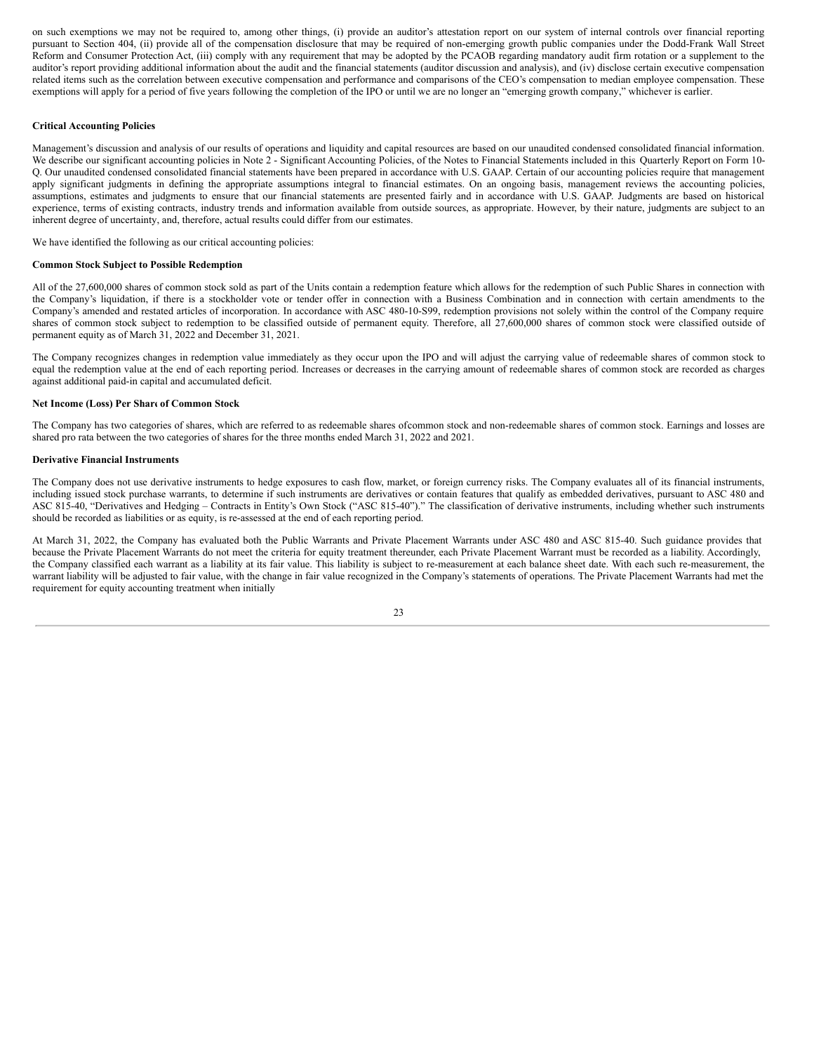on such exemptions we may not be required to, among other things, (i) provide an auditor's attestation report on our system of internal controls over financial reporting pursuant to Section 404, (ii) provide all of the compensation disclosure that may be required of non-emerging growth public companies under the Dodd-Frank Wall Street Reform and Consumer Protection Act, (iii) comply with any requirement that may be adopted by the PCAOB regarding mandatory audit firm rotation or a supplement to the auditor's report providing additional information about the audit and the financial statements (auditor discussion and analysis), and (iv) disclose certain executive compensation related items such as the correlation between executive compensation and performance and comparisons of the CEO's compensation to median employee compensation. These exemptions will apply for a period of five years following the completion of the IPO or until we are no longer an "emerging growth company," whichever is earlier.

**Critical Accounting Policies**

Management's discussion and analysis of our results of operations and liquidity and capital resources are based on our unaudited condensed consolidated financial information. We describe our significant accounting policies in Note 2 - Significant Accounting Policies, of the Notes to Financial Statements included in this Quarterly Report on Form 10-Q. Our unaudited condensed consolidated financial statements have been prepared in accordance with U.S. GAAP. Certain of our accounting policies require that management apply significant judgments in defining the appropriate assumptions integral to financial estimates. On an ongoing basis, management reviews the accounting policies, assumptions, estimates and judgments to ensure that our financial statements are presented fairly and in accordance with U.S. GAAP. Judgments are based on historical experience, terms of existing contracts, industry trends and information available from outside sources, as appropriate. However, by their nature, judgments are subject to an inherent degree of uncertainty, and, therefore, actual results could differ from our estimates.

We have identified the following as our critical accounting policies:

**Common Stock Subject to Possible Redemption**

All of the 27,600,000 shares of common stock sold as part of the Units contain a redemption feature which allows for the redemption of such Public Shares in connection with the Company's liquidation, if there is a stockholder vote or tender offer in connection with a Business Combination and in connection with certain amendments to the Company's amended and restated articles of incorporation. In accordance with ASC 480-10-S99, redemption provisions not solely within the control of the Company require shares of common stock subject to redemption to be classified outside of permanent equity. Therefore, all 27,600,000 shares of common stock were classified outside of permanent equity as of March 31, 2022 and December 31, 2021.

The Company recognizes changes in redemption value immediately as they occur upon the IPO and will adjust the carrying value of redeemable shares of common stock to equal the redemption value at the end of each reporting period. Increases or decreases in the carrying amount of redeemable shares of common stock are recorded as charges against additional paid-in capital and accumulated deficit.

**Net Income (Loss) Per Share of Common Stock**

The Company has two categories of shares, which are referred to as redeemable shares ofcommon stock and non-redeemable shares of common stock. Earnings and losses are shared pro rata between the two categories of shares for the three months ended March 31, 2022 and 2021.

**Derivative Financial Instruments**

The Company does not use derivative instruments to hedge exposures to cash flow, market, or foreign currency risks. The Company evaluates all of its financial instruments, including issued stock purchase warrants, to determine if such instruments are derivatives or contain features that qualify as embedded derivatives, pursuant to ASC 480 and ASC 815-40, "Derivatives and Hedging – Contracts in Entity's Own Stock ("ASC 815-40")." The classification of derivative instruments, including whether such instruments should be recorded as liabilities or as equity, is re-assessed at the end of each reporting period.

At March 31, 2022, the Company has evaluated both the Public Warrants and Private Placement Warrants under ASC 480 and ASC 815-40. Such guidance provides that because the Private Placement Warrants do not meet the criteria for equity treatment thereunder, each Private Placement Warrant must be recorded as a liability. Accordingly, the Company classified each warrant as a liability at its fair value. This liability is subject to re-measurement at each balance sheet date. With each such re-measurement, the warrant liability will be adjusted to fair value, with the change in fair value recognized in the Company's statements of operations. The Private Placement Warrants had met the requirement for equity accounting treatment when initially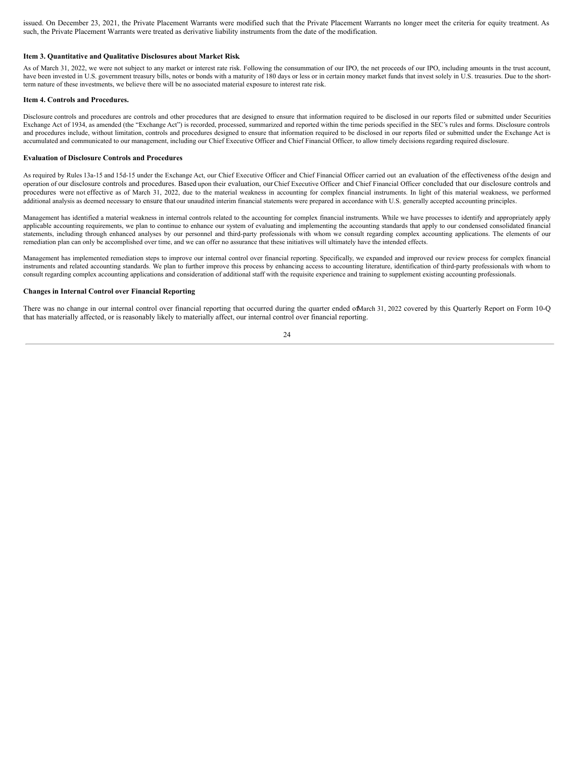issued. On December 23, 2021, the Private Placement Warrants were modified such that the Private Placement Warrants no longer meet the criteria for equity treatment. As such, the Private Placement Warrants were treated as derivative liability instruments from the date of the modification.

### Item 3. Quantitative and Qualitative Disclosures about Market Risk

As of March 31, 2022, we were not subject to any market or interest rate risk. Following the consummation of our IPO, the net proceeds of our IPO, including amounts in the trust account, have been invested in U.S. government treasury bills, notes or bonds with a maturity of 180 days or less or in certain money market funds that invest solely in U.S. treasuries. Due to the short-term nature of these investments, we believe there will be no associated material exposure to interest rate risk.

### Item 4. Controls and Procedures.

Disclosure controls and procedures are controls and other procedures that are designed to ensure that information required to be disclosed in our reports filed or submitted under Securities Exchange Act of 1934, as amended (the "Exchange Act") is recorded, processed, summarized and reported within the time periods specified in the SEC's rules and forms. Disclosure controls and procedures include, without limitation, controls and procedures designed to ensure that information required to be disclosed in our reports filed or submitted under the Exchange Act is accumulated and communicated to our management, including our Chief Executive Officer and Chief Financial Officer, to allow timely decisions regarding required disclosure.

#### Evaluation of Disclosure Controls and Procedures

As required by Rules 13a-15 and 15d-15 under the Exchange Act, our Chief Executive Officer and Chief Financial Officer carried out an evaluation of the effectiveness of the design and operation of our disclosure controls and procedures. Based upon their evaluation, our Chief Executive Officer and Chief Financial Officer concluded that our disclosure controls and procedures were not effective as of March 31, 2022, due to the material weakness in accounting for complex financial instruments. In light of this material weakness, we performed additional analysis as deemed necessary to ensure that our unaudited interim financial statements were prepared in accordance with U.S. generally accepted accounting principles.

Management has identified a material weakness in internal controls related to the accounting for complex financial instruments. While we have processes to identify and appropriately apply applicable accounting requirements, we plan to continue to enhance our system of evaluating and implementing the accounting standards that apply to our condensed consolidated financial statements, including through enhanced analyses by our personnel and third-party professionals with whom we consult regarding complex accounting applications. The elements of our remediation plan can only be accomplished over time, and we can offer no assurance that these initiatives will ultimately have the intended effects.

Management has implemented remediation steps to improve our internal control over financial reporting. Specifically, we expanded and improved our review process for complex financial instruments and related accounting standards. We plan to further improve this process by enhancing access to accounting literature, identification of third-party professionals with whom to consult regarding complex accounting applications and consideration of additional staff with the requisite experience and training to supplement existing accounting professionals.

#### Changes in Internal Control over Financial Reporting

There was no change in our internal control over financial reporting that occurred during the quarter ended of March 31, 2022 covered by this Quarterly Report on Form 10-Q that has materially affected, or is reasonably likely to materially affect, our internal control over financial reporting.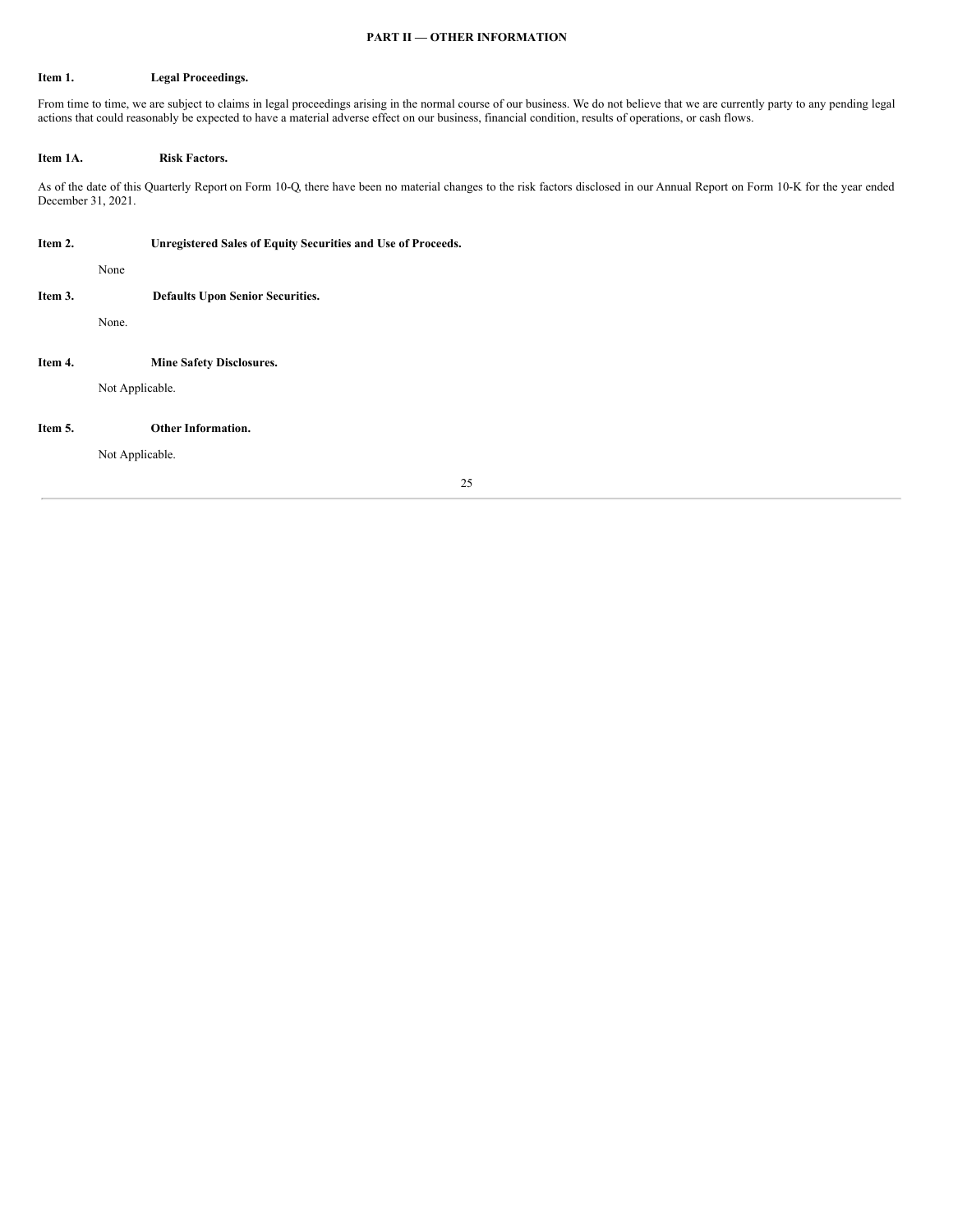## PART II — OTHER INFORMATION

### Item 1. Legal Proceedings.

From time to time, we are subject to claims in legal proceedings arising in the normal course of our business. We do not believe that we are currently party to any pending legal actions that could reasonably be expected to have a material adverse effect on our business, financial condition, results of operations, or cash flows.

### Item 1A. Risk Factors.

As of the date of this Quarterly Report on Form 10-Q, there have been no material changes to the risk factors disclosed in our Annual Report on Form 10-K for the year ended December 31, 2021.

### Item 2. Unregistered Sales of Equity Securities and Use of Proceeds.

None

### Item 3. Defaults Upon Senior Securities.

None.

### Item 4. Mine Safety Disclosures.

Not Applicable.

### Item 5. Other Information.

Not Applicable.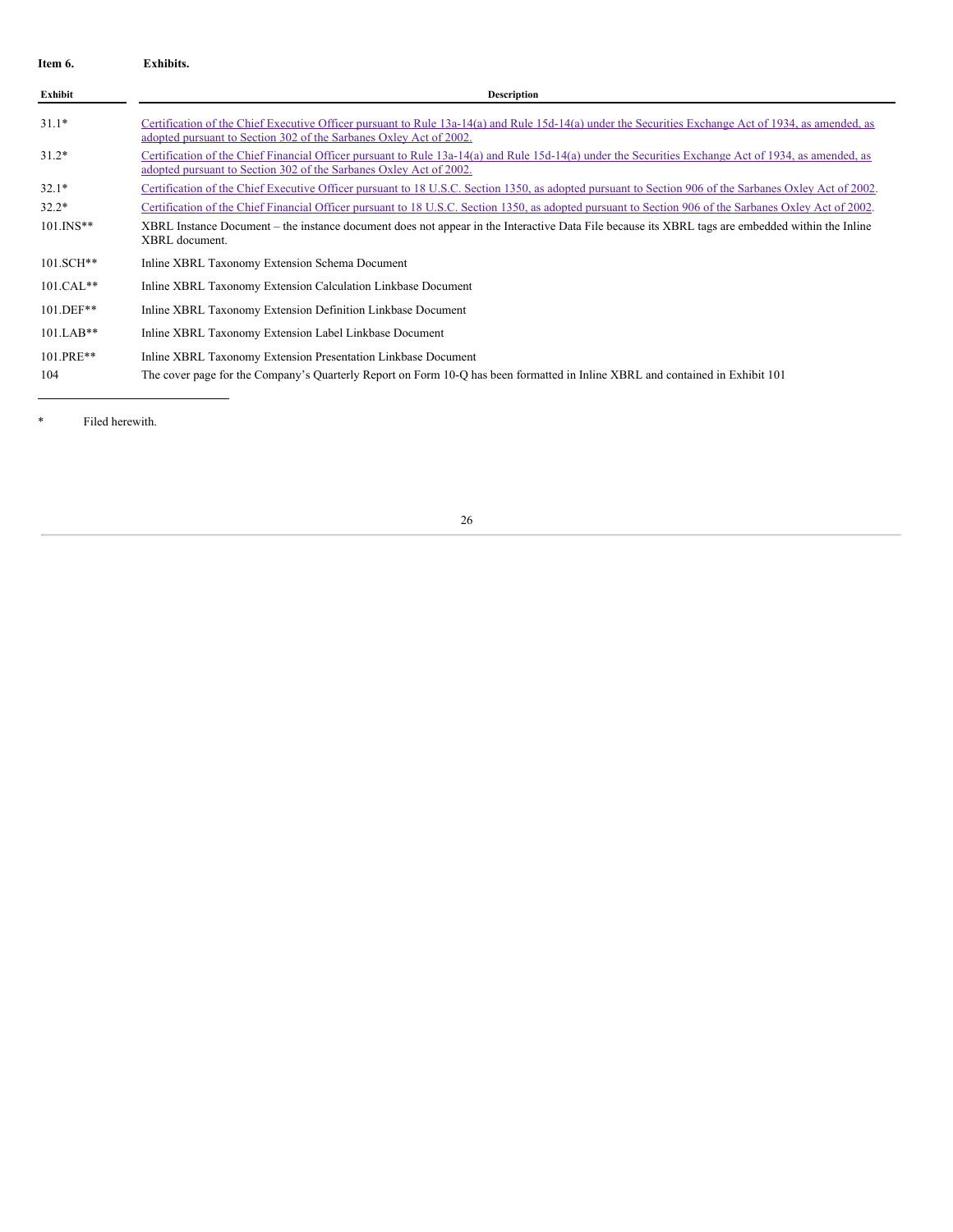**Item 6. Exhibits.**

| Exhibit | Description |
|---|---|
| 31.1* | Certification of the Chief Executive Officer pursuant to Rule 13a-14(a) and Rule 15d-14(a) under the Securities Exchange Act of 1934, as amended, as adopted pursuant to Section 302 of the Sarbanes Oxley Act of 2002. |
| 31.2* | Certification of the Chief Financial Officer pursuant to Rule 13a-14(a) and Rule 15d-14(a) under the Securities Exchange Act of 1934, as amended, as adopted pursuant to Section 302 of the Sarbanes Oxley Act of 2002. |
| 32.1* | Certification of the Chief Executive Officer pursuant to 18 U.S.C. Section 1350, as adopted pursuant to Section 906 of the Sarbanes Oxley Act of 2002. |
| 32.2* | Certification of the Chief Financial Officer pursuant to 18 U.S.C. Section 1350, as adopted pursuant to Section 906 of the Sarbanes Oxley Act of 2002. |
| 101.INS** | XBRL Instance Document – the instance document does not appear in the Interactive Data File because its XBRL tags are embedded within the Inline XBRL document. |
| 101.SCH** | Inline XBRL Taxonomy Extension Schema Document |
| 101.CAL** | Inline XBRL Taxonomy Extension Calculation Linkbase Document |
| 101.DEF** | Inline XBRL Taxonomy Extension Definition Linkbase Document |
| 101.LAB** | Inline XBRL Taxonomy Extension Label Linkbase Document |
| 101.PRE** | Inline XBRL Taxonomy Extension Presentation Linkbase Document |
| 104 | The cover page for the Company's Quarterly Report on Form 10-Q has been formatted in Inline XBRL and contained in Exhibit 101 |

---

\* Filed herewith.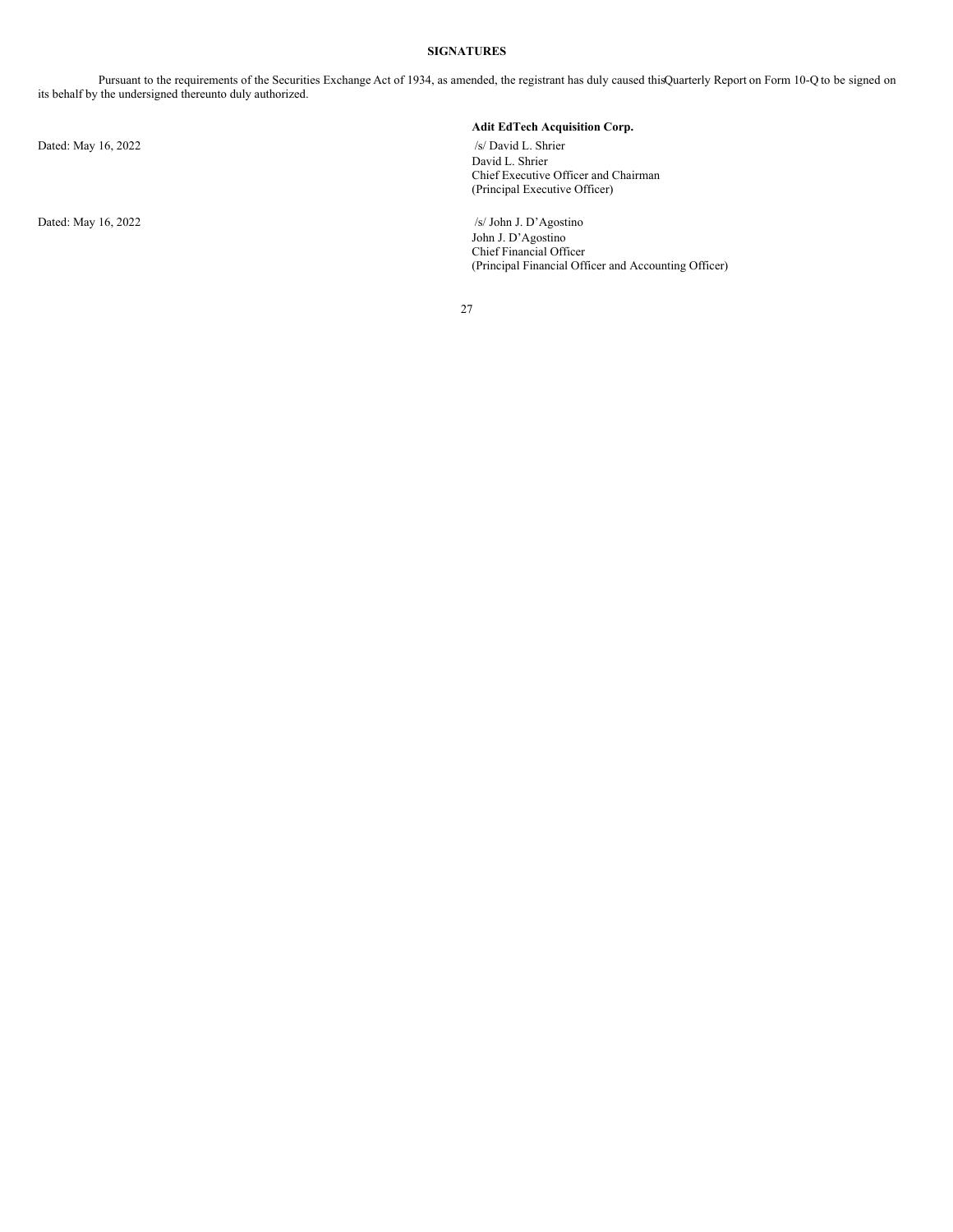**SIGNATURES**

Pursuant to the requirements of the Securities Exchange Act of 1934, as amended, the registrant has duly caused this Quarterly Report on Form 10-Q to be signed on its behalf by the undersigned thereunto duly authorized.

| | |
|---|---|
| | **Adit EdTech Acquisition Corp.** |
| Dated: May 16, 2022 | /s/ David L. Shrier<br>David L. Shrier<br>Chief Executive Officer and Chairman<br>(Principal Executive Officer) |
| Dated: May 16, 2022 | /s/ John J. D'Agostino<br>John J. D'Agostino<br>Chief Financial Officer<br>(Principal Financial Officer and Accounting Officer) |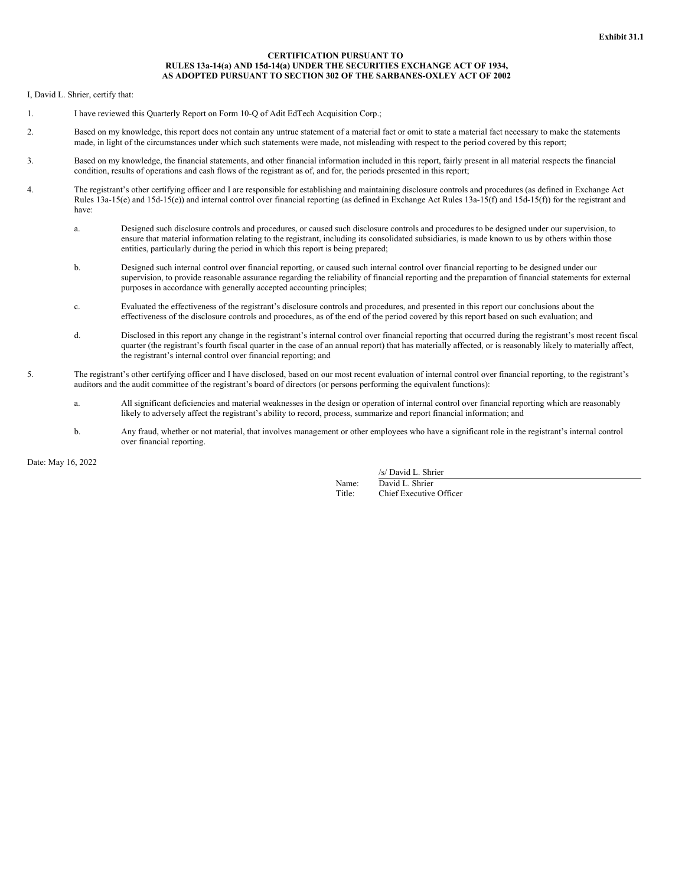**Exhibit 31.1**

**CERTIFICATION PURSUANT TO**
**RULES 13a-14(a) AND 15d-14(a) UNDER THE SECURITIES EXCHANGE ACT OF 1934,**
**AS ADOPTED PURSUANT TO SECTION 302 OF THE SARBANES-OXLEY ACT OF 2002**

I, David L. Shrier, certify that:

1. I have reviewed this Quarterly Report on Form 10-Q of Adit EdTech Acquisition Corp.;

2. Based on my knowledge, this report does not contain any untrue statement of a material fact or omit to state a material fact necessary to make the statements made, in light of the circumstances under which such statements were made, not misleading with respect to the period covered by this report;

3. Based on my knowledge, the financial statements, and other financial information included in this report, fairly present in all material respects the financial condition, results of operations and cash flows of the registrant as of, and for, the periods presented in this report;

4. The registrant's other certifying officer and I are responsible for establishing and maintaining disclosure controls and procedures (as defined in Exchange Act Rules 13a-15(e) and 15d-15(e)) and internal control over financial reporting (as defined in Exchange Act Rules 13a-15(f) and 15d-15(f)) for the registrant and have:

   a. Designed such disclosure controls and procedures, or caused such disclosure controls and procedures to be designed under our supervision, to ensure that material information relating to the registrant, including its consolidated subsidiaries, is made known to us by others within those entities, particularly during the period in which this report is being prepared;

   b. Designed such internal control over financial reporting, or caused such internal control over financial reporting to be designed under our supervision, to provide reasonable assurance regarding the reliability of financial reporting and the preparation of financial statements for external purposes in accordance with generally accepted accounting principles;

   c. Evaluated the effectiveness of the registrant's disclosure controls and procedures, and presented in this report our conclusions about the effectiveness of the disclosure controls and procedures, as of the end of the period covered by this report based on such evaluation; and

   d. Disclosed in this report any change in the registrant's internal control over financial reporting that occurred during the registrant's most recent fiscal quarter (the registrant's fourth fiscal quarter in the case of an annual report) that has materially affected, or is reasonably likely to materially affect, the registrant's internal control over financial reporting; and

5. The registrant's other certifying officer and I have disclosed, based on our most recent evaluation of internal control over financial reporting, to the registrant's auditors and the audit committee of the registrant's board of directors (or persons performing the equivalent functions):

   a. All significant deficiencies and material weaknesses in the design or operation of internal control over financial reporting which are reasonably likely to adversely affect the registrant's ability to record, process, summarize and report financial information; and

   b. Any fraud, whether or not material, that involves management or other employees who have a significant role in the registrant's internal control over financial reporting.

Date: May 16, 2022

/s/ David L. Shrier
Name: David L. Shrier
Title: Chief Executive Officer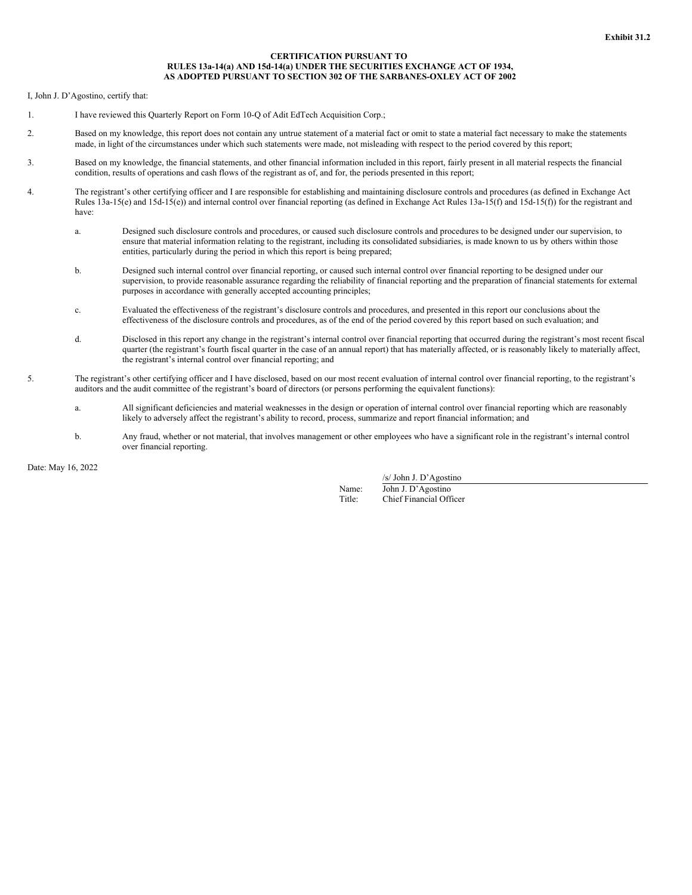**Exhibit 31.2**

**CERTIFICATION PURSUANT TO**
**RULES 13a-14(a) AND 15d-14(a) UNDER THE SECURITIES EXCHANGE ACT OF 1934,**
**AS ADOPTED PURSUANT TO SECTION 302 OF THE SARBANES-OXLEY ACT OF 2002**

I, John J. D'Agostino, certify that:

1. I have reviewed this Quarterly Report on Form 10-Q of Adit EdTech Acquisition Corp.;

2. Based on my knowledge, this report does not contain any untrue statement of a material fact or omit to state a material fact necessary to make the statements made, in light of the circumstances under which such statements were made, not misleading with respect to the period covered by this report;

3. Based on my knowledge, the financial statements, and other financial information included in this report, fairly present in all material respects the financial condition, results of operations and cash flows of the registrant as of, and for, the periods presented in this report;

4. The registrant's other certifying officer and I are responsible for establishing and maintaining disclosure controls and procedures (as defined in Exchange Act Rules 13a-15(e) and 15d-15(e)) and internal control over financial reporting (as defined in Exchange Act Rules 13a-15(f) and 15d-15(f)) for the registrant and have:

   a. Designed such disclosure controls and procedures, or caused such disclosure controls and procedures to be designed under our supervision, to ensure that material information relating to the registrant, including its consolidated subsidiaries, is made known to us by others within those entities, particularly during the period in which this report is being prepared;

   b. Designed such internal control over financial reporting, or caused such internal control over financial reporting to be designed under our supervision, to provide reasonable assurance regarding the reliability of financial reporting and the preparation of financial statements for external purposes in accordance with generally accepted accounting principles;

   c. Evaluated the effectiveness of the registrant's disclosure controls and procedures, and presented in this report our conclusions about the effectiveness of the disclosure controls and procedures, as of the end of the period covered by this report based on such evaluation; and

   d. Disclosed in this report any change in the registrant's internal control over financial reporting that occurred during the registrant's most recent fiscal quarter (the registrant's fourth fiscal quarter in the case of an annual report) that has materially affected, or is reasonably likely to materially affect, the registrant's internal control over financial reporting; and

5. The registrant's other certifying officer and I have disclosed, based on our most recent evaluation of internal control over financial reporting, to the registrant's auditors and the audit committee of the registrant's board of directors (or persons performing the equivalent functions):

   a. All significant deficiencies and material weaknesses in the design or operation of internal control over financial reporting which are reasonably likely to adversely affect the registrant's ability to record, process, summarize and report financial information; and

   b. Any fraud, whether or not material, that involves management or other employees who have a significant role in the registrant's internal control over financial reporting.

Date: May 16, 2022

/s/ John J. D'Agostino

Name: John J. D'Agostino
Title: Chief Financial Officer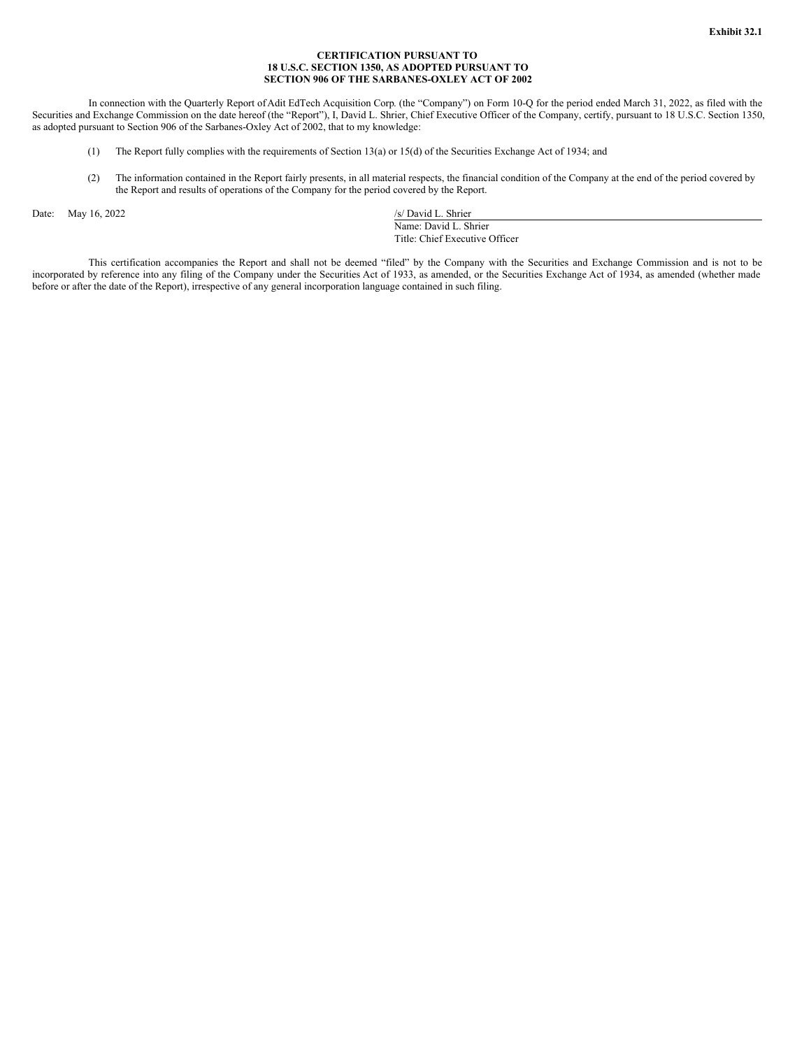**Exhibit 32.1**

**CERTIFICATION PURSUANT TO**
**18 U.S.C. SECTION 1350, AS ADOPTED PURSUANT TO**
**SECTION 906 OF THE SARBANES-OXLEY ACT OF 2002**

In connection with the Quarterly Report of Adit EdTech Acquisition Corp. (the "Company") on Form 10-Q for the period ended March 31, 2022, as filed with the Securities and Exchange Commission on the date hereof (the "Report"), I, David L. Shrier, Chief Executive Officer of the Company, certify, pursuant to 18 U.S.C. Section 1350, as adopted pursuant to Section 906 of the Sarbanes-Oxley Act of 2002, that to my knowledge:

(1) The Report fully complies with the requirements of Section 13(a) or 15(d) of the Securities Exchange Act of 1934; and

(2) The information contained in the Report fairly presents, in all material respects, the financial condition of the Company at the end of the period covered by the Report and results of operations of the Company for the period covered by the Report.

Date: May 16, 2022

/s/ David L. Shrier
Name: David L. Shrier
Title: Chief Executive Officer

This certification accompanies the Report and shall not be deemed "filed" by the Company with the Securities and Exchange Commission and is not to be incorporated by reference into any filing of the Company under the Securities Act of 1933, as amended, or the Securities Exchange Act of 1934, as amended (whether made before or after the date of the Report), irrespective of any general incorporation language contained in such filing.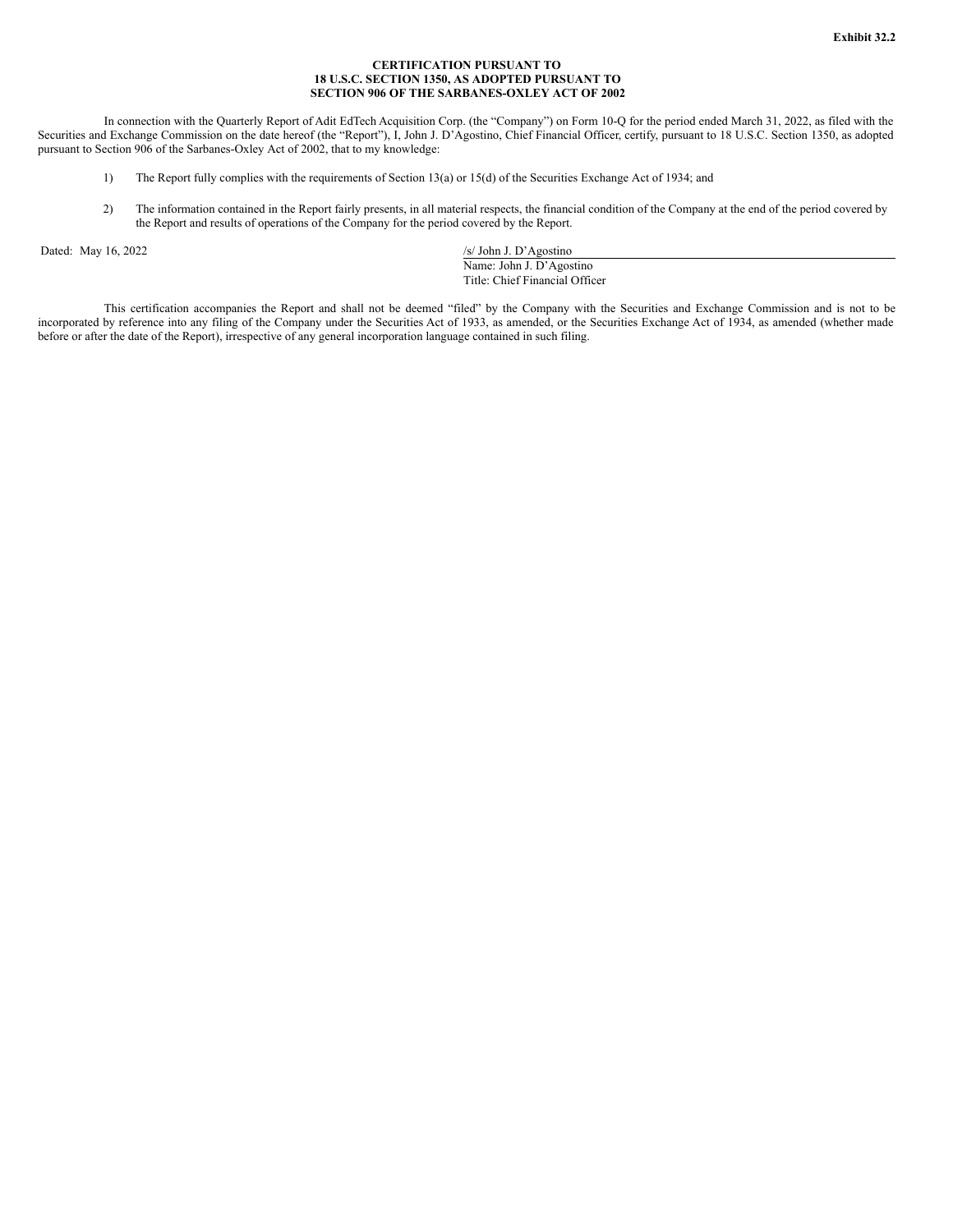**Exhibit 32.2**

**CERTIFICATION PURSUANT TO**
**18 U.S.C. SECTION 1350, AS ADOPTED PURSUANT TO**
**SECTION 906 OF THE SARBANES-OXLEY ACT OF 2002**

In connection with the Quarterly Report of Adit EdTech Acquisition Corp. (the "Company") on Form 10-Q for the period ended March 31, 2022, as filed with the Securities and Exchange Commission on the date hereof (the "Report"), I, John J. D'Agostino, Chief Financial Officer, certify, pursuant to 18 U.S.C. Section 1350, as adopted pursuant to Section 906 of the Sarbanes-Oxley Act of 2002, that to my knowledge:

1) The Report fully complies with the requirements of Section 13(a) or 15(d) of the Securities Exchange Act of 1934; and

2) The information contained in the Report fairly presents, in all material respects, the financial condition of the Company at the end of the period covered by the Report and results of operations of the Company for the period covered by the Report.

Dated: May 16, 2022

/s/ John J. D'Agostino
Name: John J. D'Agostino
Title: Chief Financial Officer

This certification accompanies the Report and shall not be deemed "filed" by the Company with the Securities and Exchange Commission and is not to be incorporated by reference into any filing of the Company under the Securities Act of 1933, as amended, or the Securities Exchange Act of 1934, as amended (whether made before or after the date of the Report), irrespective of any general incorporation language contained in such filing.